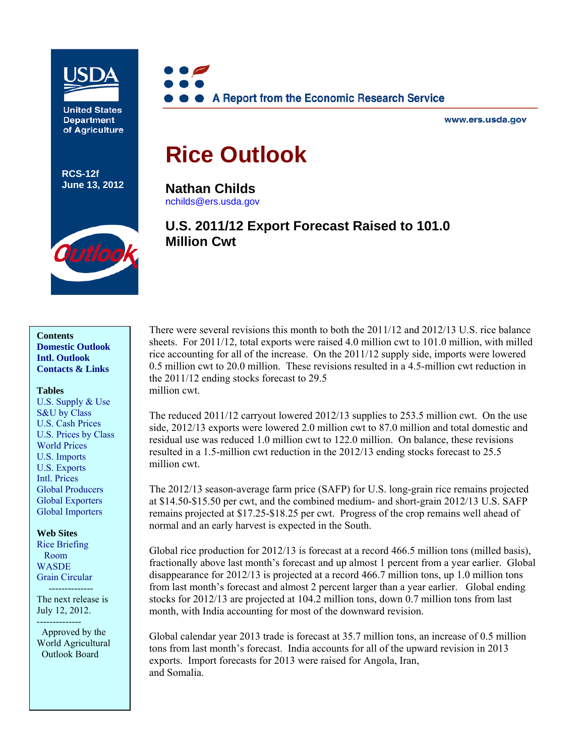United States Department of Agriculture

A Report from the Economic Research Service

www.ers.usda.gov

RCS-12f
June 13, 2012

# Rice Outlook

**Nathan Childs**
nchilds@ers.usda.gov

## U.S. 2011/12 Export Forecast Raised to 101.0 Million Cwt

**Contents**
- Domestic Outlook
- Intl. Outlook
- Contacts & Links

**Tables**
- U.S. Supply & Use
- S&U by Class
- U.S. Cash Prices
- U.S. Prices by Class
- World Prices
- U.S. Imports
- U.S. Exports
- Intl. Prices
- Global Producers
- Global Exporters
- Global Importers

**Web Sites**
- Rice Briefing Room
- WASDE
- Grain Circular

--------------

The next release is July 12, 2012.

--------------

Approved by the World Agricultural Outlook Board

There were several revisions this month to both the 2011/12 and 2012/13 U.S. rice balance sheets. For 2011/12, total exports were raised 4.0 million cwt to 101.0 million, with milled rice accounting for all of the increase. On the 2011/12 supply side, imports were lowered 0.5 million cwt to 20.0 million. These revisions resulted in a 4.5-million cwt reduction in the 2011/12 ending stocks forecast to 29.5 million cwt.

The reduced 2011/12 carryout lowered 2012/13 supplies to 253.5 million cwt. On the use side, 2012/13 exports were lowered 2.0 million cwt to 87.0 million and total domestic and residual use was reduced 1.0 million cwt to 122.0 million. On balance, these revisions resulted in a 1.5-million cwt reduction in the 2012/13 ending stocks forecast to 25.5 million cwt.

The 2012/13 season-average farm price (SAFP) for U.S. long-grain rice remains projected at $14.50-$15.50 per cwt, and the combined medium- and short-grain 2012/13 U.S. SAFP remains projected at $17.25-$18.25 per cwt. Progress of the crop remains well ahead of normal and an early harvest is expected in the South.

Global rice production for 2012/13 is forecast at a record 466.5 million tons (milled basis), fractionally above last month's forecast and up almost 1 percent from a year earlier. Global disappearance for 2012/13 is projected at a record 466.7 million tons, up 1.0 million tons from last month's forecast and almost 2 percent larger than a year earlier. Global ending stocks for 2012/13 are projected at 104.2 million tons, down 0.7 million tons from last month, with India accounting for most of the downward revision.

Global calendar year 2013 trade is forecast at 35.7 million tons, an increase of 0.5 million tons from last month's forecast. India accounts for all of the upward revision in 2013 exports. Import forecasts for 2013 were raised for Angola, Iran, and Somalia.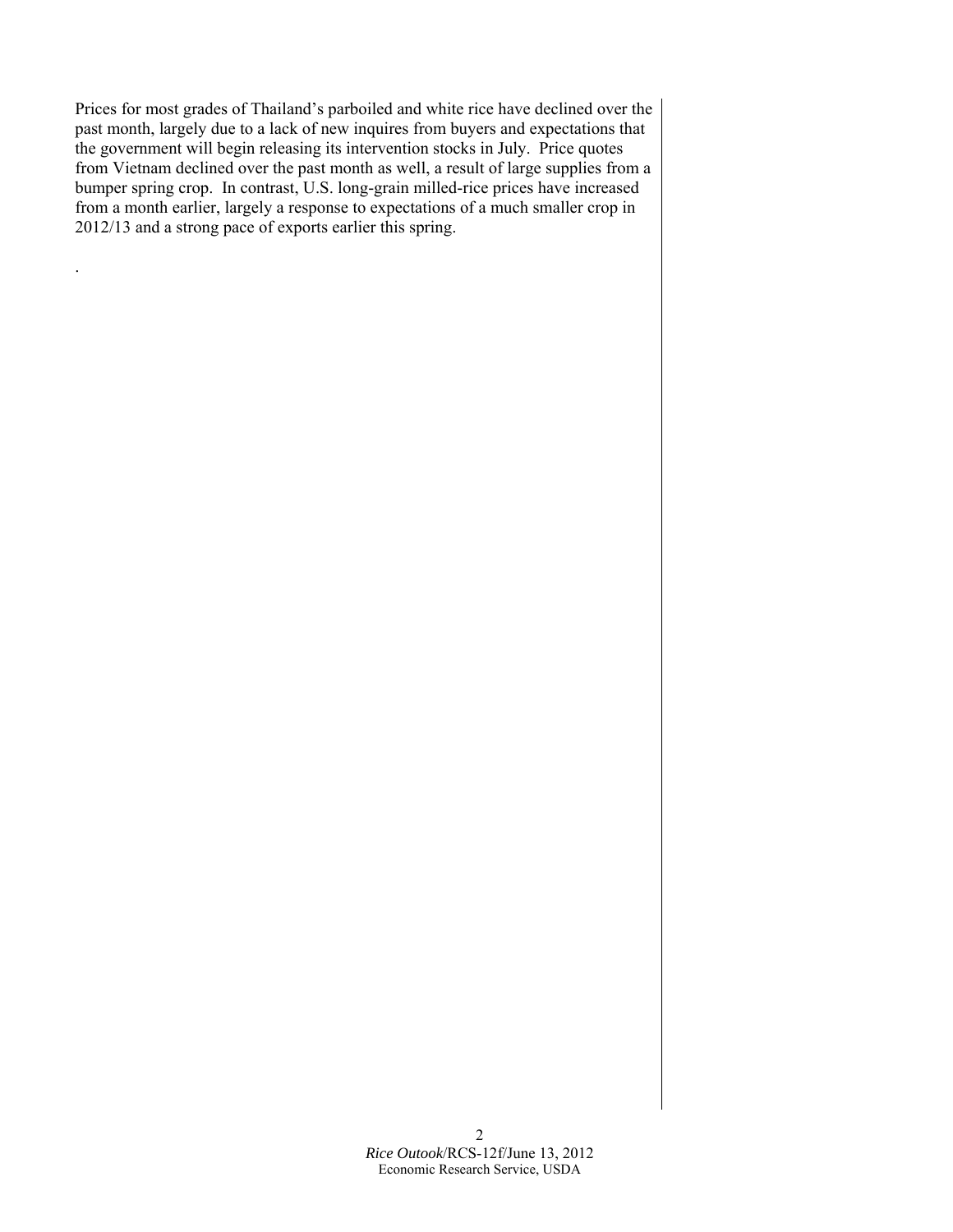Prices for most grades of Thailand's parboiled and white rice have declined over the past month, largely due to a lack of new inquires from buyers and expectations that the government will begin releasing its intervention stocks in July. Price quotes from Vietnam declined over the past month as well, a result of large supplies from a bumper spring crop. In contrast, U.S. long-grain milled-rice prices have increased from a month earlier, largely a response to expectations of a much smaller crop in 2012/13 and a strong pace of exports earlier this spring.

.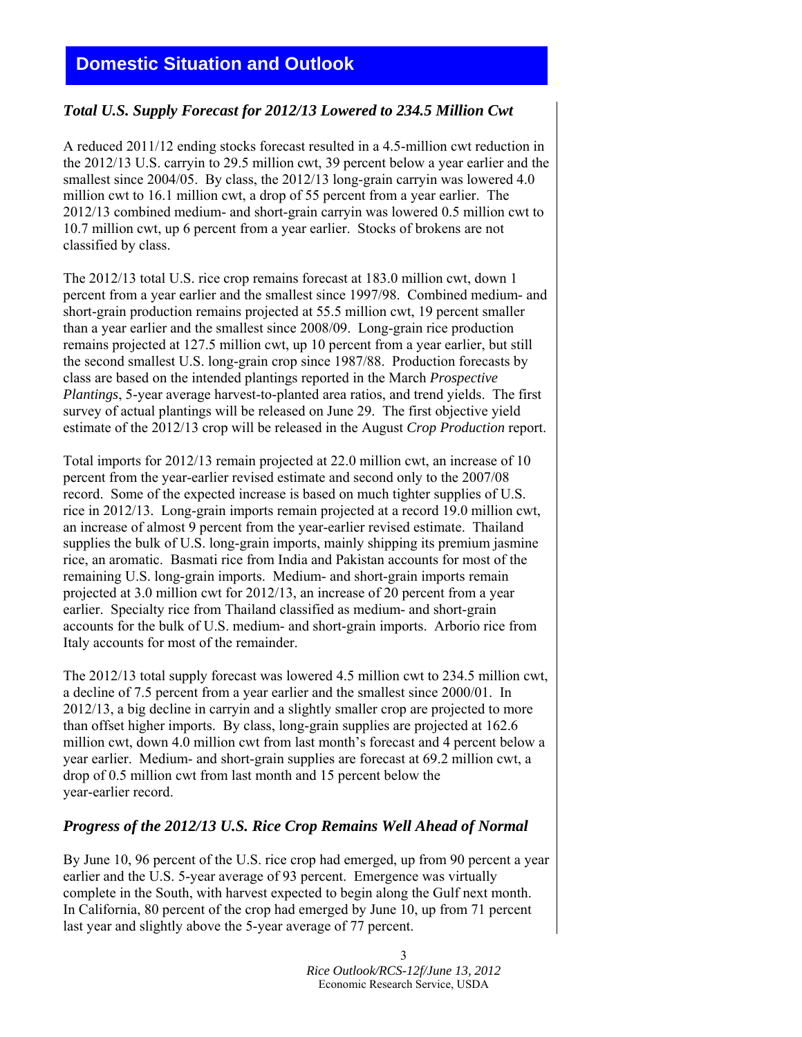# Domestic Situation and Outlook

## *Total U.S. Supply Forecast for 2012/13 Lowered to 234.5 Million Cwt*

A reduced 2011/12 ending stocks forecast resulted in a 4.5-million cwt reduction in the 2012/13 U.S. carryin to 29.5 million cwt, 39 percent below a year earlier and the smallest since 2004/05. By class, the 2012/13 long-grain carryin was lowered 4.0 million cwt to 16.1 million cwt, a drop of 55 percent from a year earlier. The 2012/13 combined medium- and short-grain carryin was lowered 0.5 million cwt to 10.7 million cwt, up 6 percent from a year earlier. Stocks of brokens are not classified by class.

The 2012/13 total U.S. rice crop remains forecast at 183.0 million cwt, down 1 percent from a year earlier and the smallest since 1997/98. Combined medium- and short-grain production remains projected at 55.5 million cwt, 19 percent smaller than a year earlier and the smallest since 2008/09. Long-grain rice production remains projected at 127.5 million cwt, up 10 percent from a year earlier, but still the second smallest U.S. long-grain crop since 1987/88. Production forecasts by class are based on the intended plantings reported in the March *Prospective Plantings*, 5-year average harvest-to-planted area ratios, and trend yields. The first survey of actual plantings will be released on June 29. The first objective yield estimate of the 2012/13 crop will be released in the August *Crop Production* report.

Total imports for 2012/13 remain projected at 22.0 million cwt, an increase of 10 percent from the year-earlier revised estimate and second only to the 2007/08 record. Some of the expected increase is based on much tighter supplies of U.S. rice in 2012/13. Long-grain imports remain projected at a record 19.0 million cwt, an increase of almost 9 percent from the year-earlier revised estimate. Thailand supplies the bulk of U.S. long-grain imports, mainly shipping its premium jasmine rice, an aromatic. Basmati rice from India and Pakistan accounts for most of the remaining U.S. long-grain imports. Medium- and short-grain imports remain projected at 3.0 million cwt for 2012/13, an increase of 20 percent from a year earlier. Specialty rice from Thailand classified as medium- and short-grain accounts for the bulk of U.S. medium- and short-grain imports. Arborio rice from Italy accounts for most of the remainder.

The 2012/13 total supply forecast was lowered 4.5 million cwt to 234.5 million cwt, a decline of 7.5 percent from a year earlier and the smallest since 2000/01. In 2012/13, a big decline in carryin and a slightly smaller crop are projected to more than offset higher imports. By class, long-grain supplies are projected at 162.6 million cwt, down 4.0 million cwt from last month's forecast and 4 percent below a year earlier. Medium- and short-grain supplies are forecast at 69.2 million cwt, a drop of 0.5 million cwt from last month and 15 percent below the year-earlier record.

## *Progress of the 2012/13 U.S. Rice Crop Remains Well Ahead of Normal*

By June 10, 96 percent of the U.S. rice crop had emerged, up from 90 percent a year earlier and the U.S. 5-year average of 93 percent. Emergence was virtually complete in the South, with harvest expected to begin along the Gulf next month. In California, 80 percent of the crop had emerged by June 10, up from 71 percent last year and slightly above the 5-year average of 77 percent.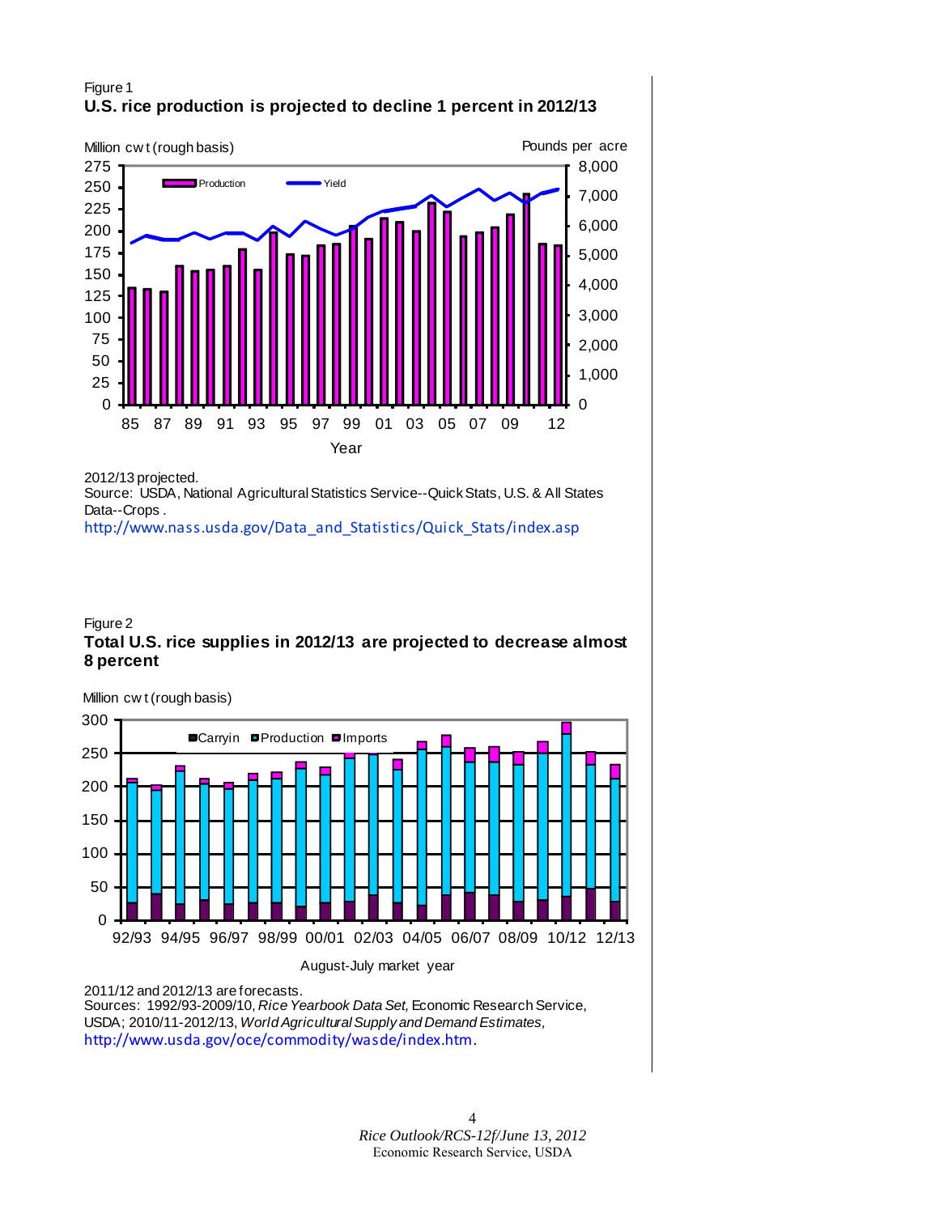Figure 1

**U.S. rice production is projected to decline 1 percent in 2012/13**

Million cwt (rough basis) | Pounds per acre

2012/13 projected.

Source: USDA, National Agricultural Statistics Service--Quick Stats, U.S. & All States Data--Crops .

http://www.nass.usda.gov/Data_and_Statistics/Quick_Stats/index.asp

Figure 2

**Total U.S. rice supplies in 2012/13 are projected to decrease almost 8 percent**

Million cwt (rough basis)

2011/12 and 2012/13 are forecasts.

Sources: 1992/93-2009/10, *Rice Yearbook Data Set,* Economic Research Service, USDA; 2010/11-2012/13, *World Agricultural Supply and Demand Estimates,* http://www.usda.gov/oce/commodity/wasde/index.htm.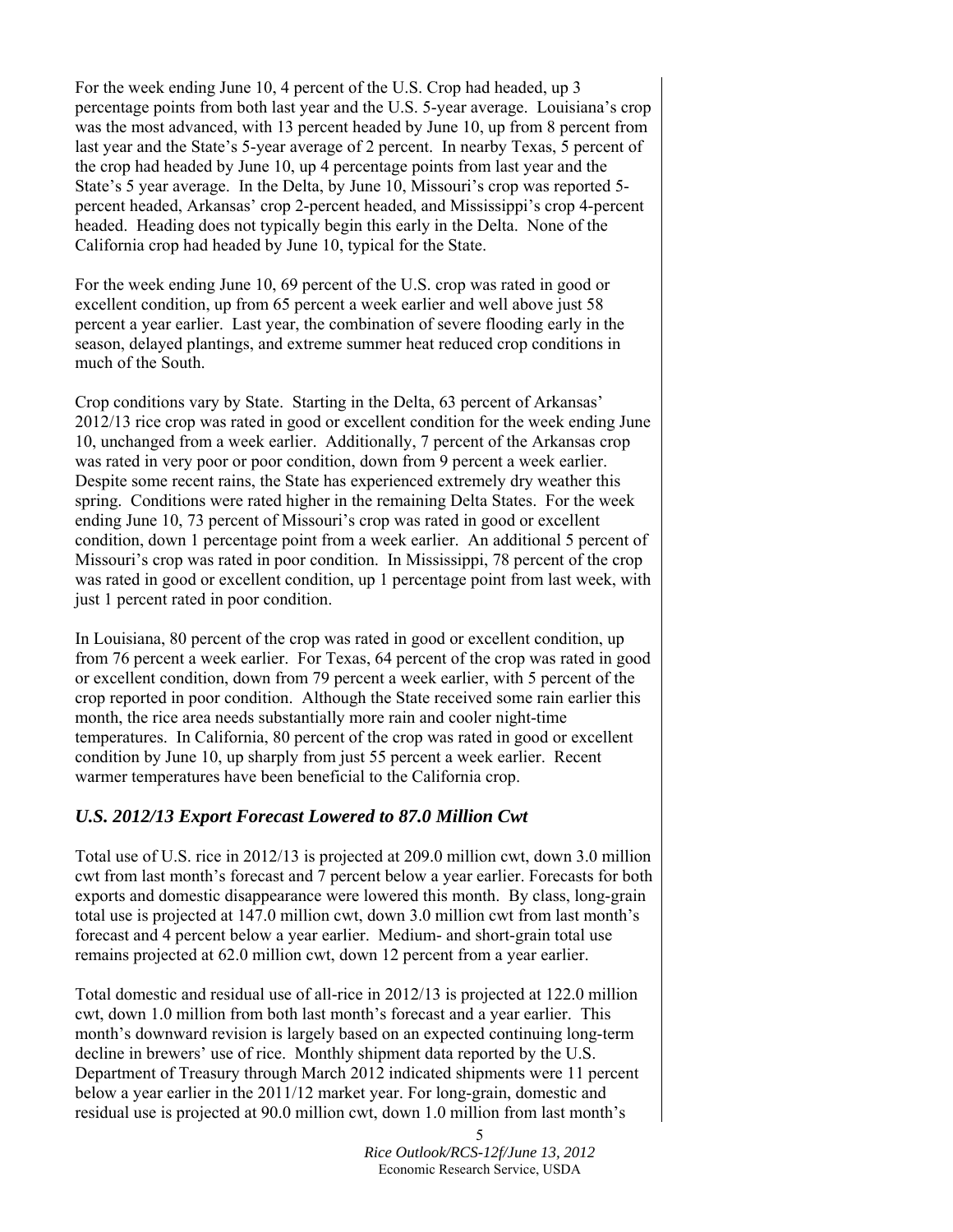For the week ending June 10, 4 percent of the U.S. Crop had headed, up 3 percentage points from both last year and the U.S. 5-year average. Louisiana's crop was the most advanced, with 13 percent headed by June 10, up from 8 percent from last year and the State's 5-year average of 2 percent. In nearby Texas, 5 percent of the crop had headed by June 10, up 4 percentage points from last year and the State's 5 year average. In the Delta, by June 10, Missouri's crop was reported 5-percent headed, Arkansas' crop 2-percent headed, and Mississippi's crop 4-percent headed. Heading does not typically begin this early in the Delta. None of the California crop had headed by June 10, typical for the State.

For the week ending June 10, 69 percent of the U.S. crop was rated in good or excellent condition, up from 65 percent a week earlier and well above just 58 percent a year earlier. Last year, the combination of severe flooding early in the season, delayed plantings, and extreme summer heat reduced crop conditions in much of the South.

Crop conditions vary by State. Starting in the Delta, 63 percent of Arkansas' 2012/13 rice crop was rated in good or excellent condition for the week ending June 10, unchanged from a week earlier. Additionally, 7 percent of the Arkansas crop was rated in very poor or poor condition, down from 9 percent a week earlier. Despite some recent rains, the State has experienced extremely dry weather this spring. Conditions were rated higher in the remaining Delta States. For the week ending June 10, 73 percent of Missouri's crop was rated in good or excellent condition, down 1 percentage point from a week earlier. An additional 5 percent of Missouri's crop was rated in poor condition. In Mississippi, 78 percent of the crop was rated in good or excellent condition, up 1 percentage point from last week, with just 1 percent rated in poor condition.

In Louisiana, 80 percent of the crop was rated in good or excellent condition, up from 76 percent a week earlier. For Texas, 64 percent of the crop was rated in good or excellent condition, down from 79 percent a week earlier, with 5 percent of the crop reported in poor condition. Although the State received some rain earlier this month, the rice area needs substantially more rain and cooler night-time temperatures. In California, 80 percent of the crop was rated in good or excellent condition by June 10, up sharply from just 55 percent a week earlier. Recent warmer temperatures have been beneficial to the California crop.

## *U.S. 2012/13 Export Forecast Lowered to 87.0 Million Cwt*

Total use of U.S. rice in 2012/13 is projected at 209.0 million cwt, down 3.0 million cwt from last month's forecast and 7 percent below a year earlier. Forecasts for both exports and domestic disappearance were lowered this month. By class, long-grain total use is projected at 147.0 million cwt, down 3.0 million cwt from last month's forecast and 4 percent below a year earlier. Medium- and short-grain total use remains projected at 62.0 million cwt, down 12 percent from a year earlier.

Total domestic and residual use of all-rice in 2012/13 is projected at 122.0 million cwt, down 1.0 million from both last month's forecast and a year earlier. This month's downward revision is largely based on an expected continuing long-term decline in brewers' use of rice. Monthly shipment data reported by the U.S. Department of Treasury through March 2012 indicated shipments were 11 percent below a year earlier in the 2011/12 market year. For long-grain, domestic and residual use is projected at 90.0 million cwt, down 1.0 million from last month's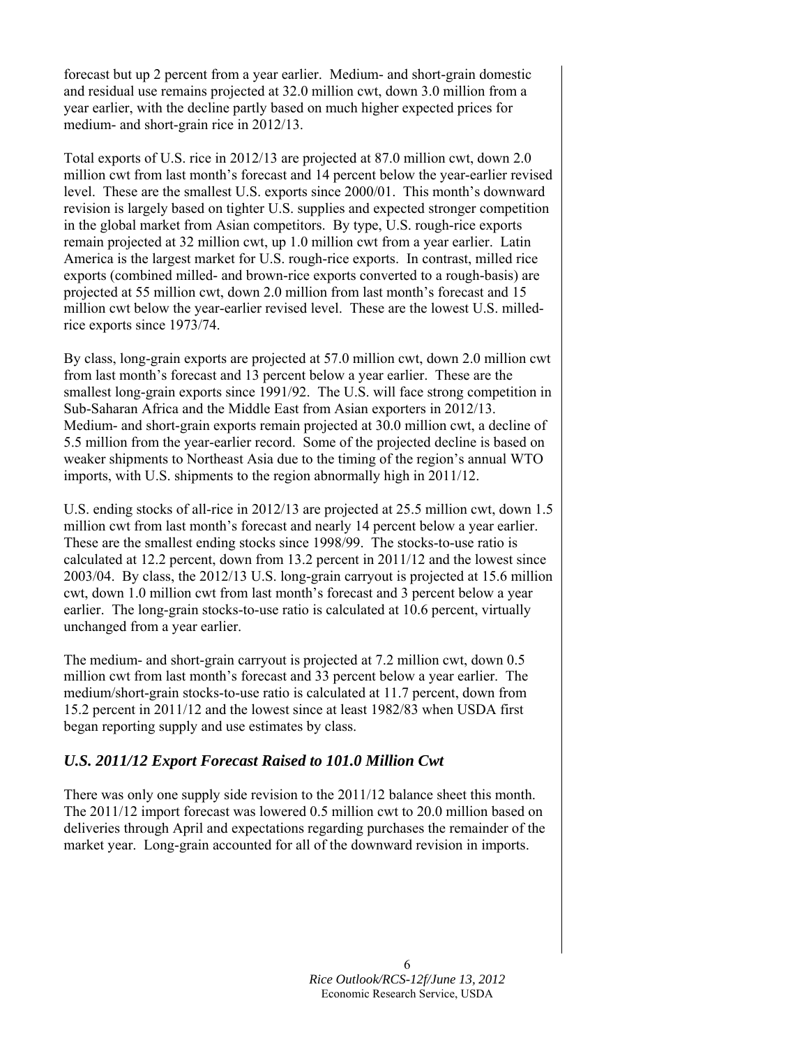forecast but up 2 percent from a year earlier. Medium- and short-grain domestic and residual use remains projected at 32.0 million cwt, down 3.0 million from a year earlier, with the decline partly based on much higher expected prices for medium- and short-grain rice in 2012/13.

Total exports of U.S. rice in 2012/13 are projected at 87.0 million cwt, down 2.0 million cwt from last month's forecast and 14 percent below the year-earlier revised level. These are the smallest U.S. exports since 2000/01. This month's downward revision is largely based on tighter U.S. supplies and expected stronger competition in the global market from Asian competitors. By type, U.S. rough-rice exports remain projected at 32 million cwt, up 1.0 million cwt from a year earlier. Latin America is the largest market for U.S. rough-rice exports. In contrast, milled rice exports (combined milled- and brown-rice exports converted to a rough-basis) are projected at 55 million cwt, down 2.0 million from last month's forecast and 15 million cwt below the year-earlier revised level. These are the lowest U.S. milled-rice exports since 1973/74.

By class, long-grain exports are projected at 57.0 million cwt, down 2.0 million cwt from last month's forecast and 13 percent below a year earlier. These are the smallest long-grain exports since 1991/92. The U.S. will face strong competition in Sub-Saharan Africa and the Middle East from Asian exporters in 2012/13. Medium- and short-grain exports remain projected at 30.0 million cwt, a decline of 5.5 million from the year-earlier record. Some of the projected decline is based on weaker shipments to Northeast Asia due to the timing of the region's annual WTO imports, with U.S. shipments to the region abnormally high in 2011/12.

U.S. ending stocks of all-rice in 2012/13 are projected at 25.5 million cwt, down 1.5 million cwt from last month's forecast and nearly 14 percent below a year earlier. These are the smallest ending stocks since 1998/99. The stocks-to-use ratio is calculated at 12.2 percent, down from 13.2 percent in 2011/12 and the lowest since 2003/04. By class, the 2012/13 U.S. long-grain carryout is projected at 15.6 million cwt, down 1.0 million cwt from last month's forecast and 3 percent below a year earlier. The long-grain stocks-to-use ratio is calculated at 10.6 percent, virtually unchanged from a year earlier.

The medium- and short-grain carryout is projected at 7.2 million cwt, down 0.5 million cwt from last month's forecast and 33 percent below a year earlier. The medium/short-grain stocks-to-use ratio is calculated at 11.7 percent, down from 15.2 percent in 2011/12 and the lowest since at least 1982/83 when USDA first began reporting supply and use estimates by class.

## *U.S. 2011/12 Export Forecast Raised to 101.0 Million Cwt*

There was only one supply side revision to the 2011/12 balance sheet this month. The 2011/12 import forecast was lowered 0.5 million cwt to 20.0 million based on deliveries through April and expectations regarding purchases the remainder of the market year. Long-grain accounted for all of the downward revision in imports.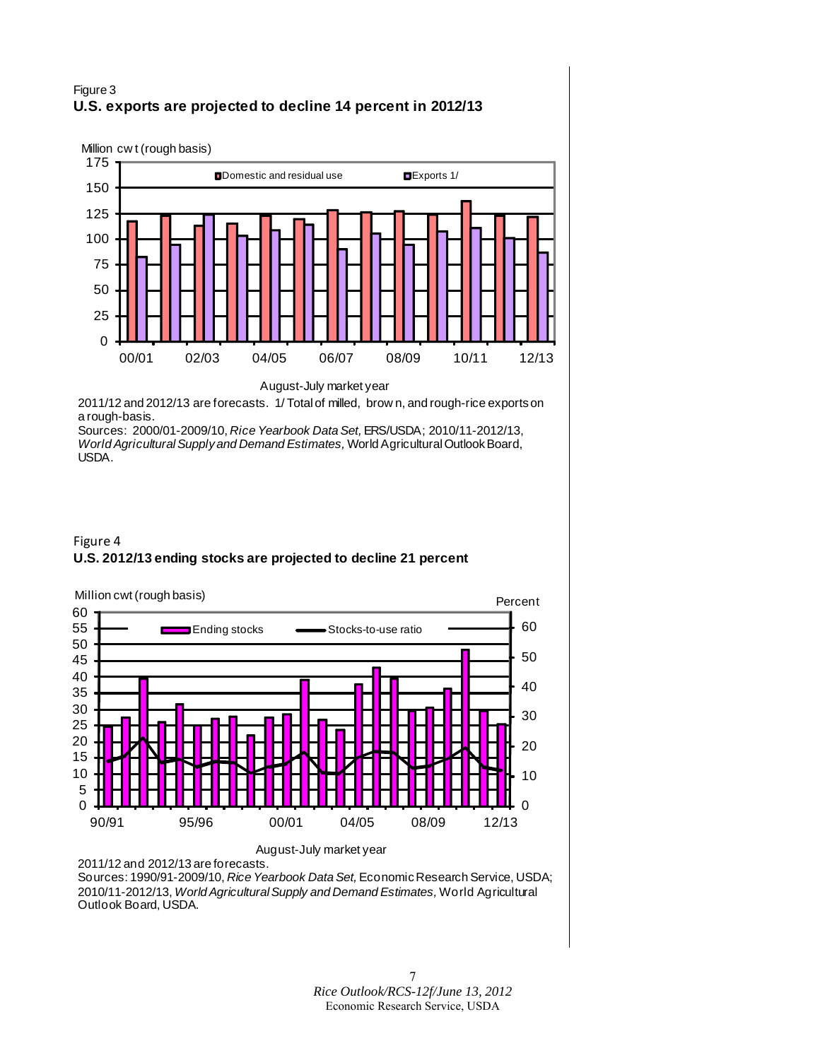Figure 3

**U.S. exports are projected to decline 14 percent in 2012/13**

2011/12 and 2012/13 are forecasts. 1/ Total of milled, brown, and rough-rice exports on a rough-basis.

Sources: 2000/01-2009/10, *Rice Yearbook Data Set,* ERS/USDA; 2010/11-2012/13, *World Agricultural Supply and Demand Estimates,* World Agricultural Outlook Board, USDA.

Figure 4

**U.S. 2012/13 ending stocks are projected to decline 21 percent**

2011/12 and 2012/13 are forecasts.

Sources: 1990/91-2009/10, *Rice Yearbook Data Set,* Economic Research Service, USDA; 2010/11-2012/13, *World Agricultural Supply and Demand Estimates,* World Agricultural Outlook Board, USDA.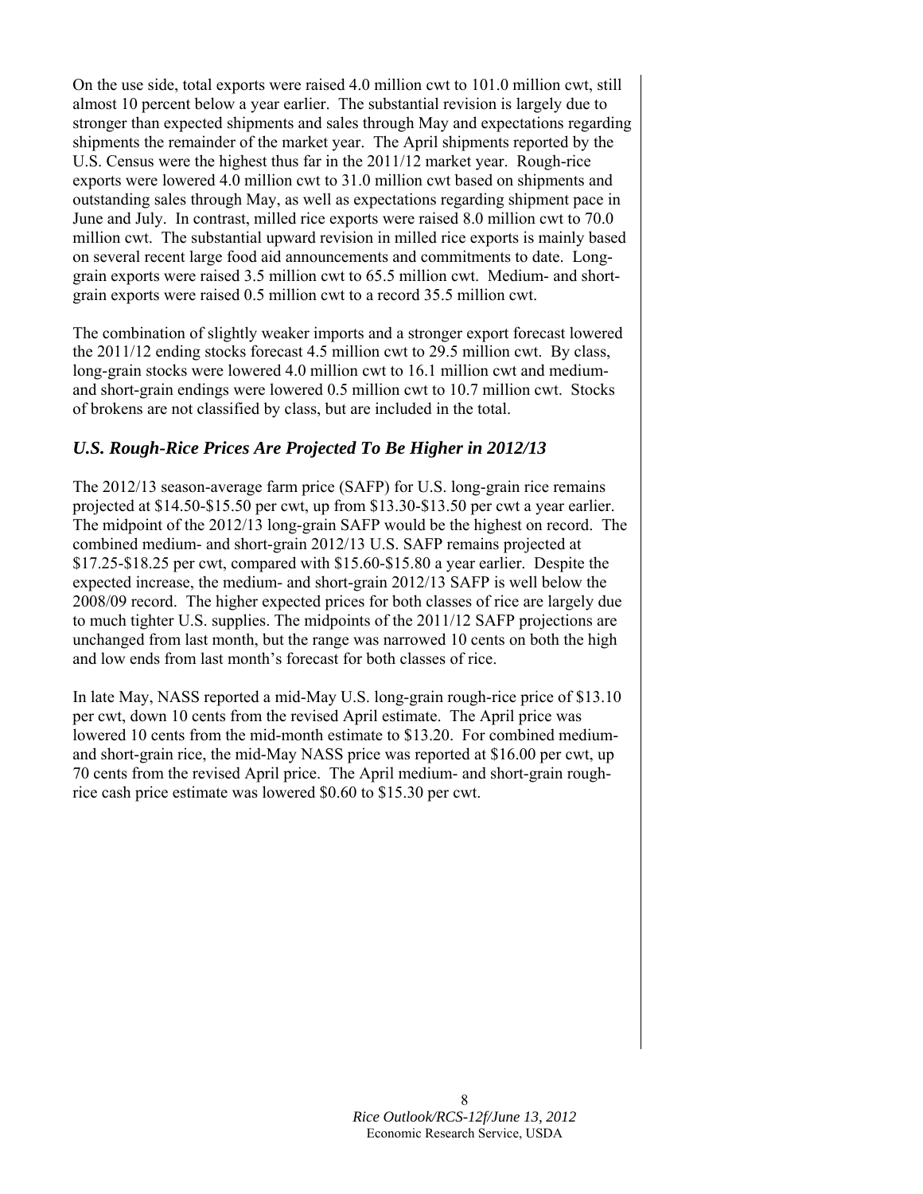On the use side, total exports were raised 4.0 million cwt to 101.0 million cwt, still almost 10 percent below a year earlier. The substantial revision is largely due to stronger than expected shipments and sales through May and expectations regarding shipments the remainder of the market year. The April shipments reported by the U.S. Census were the highest thus far in the 2011/12 market year. Rough-rice exports were lowered 4.0 million cwt to 31.0 million cwt based on shipments and outstanding sales through May, as well as expectations regarding shipment pace in June and July. In contrast, milled rice exports were raised 8.0 million cwt to 70.0 million cwt. The substantial upward revision in milled rice exports is mainly based on several recent large food aid announcements and commitments to date. Long-grain exports were raised 3.5 million cwt to 65.5 million cwt. Medium- and short-grain exports were raised 0.5 million cwt to a record 35.5 million cwt.

The combination of slightly weaker imports and a stronger export forecast lowered the 2011/12 ending stocks forecast 4.5 million cwt to 29.5 million cwt. By class, long-grain stocks were lowered 4.0 million cwt to 16.1 million cwt and medium- and short-grain endings were lowered 0.5 million cwt to 10.7 million cwt. Stocks of brokens are not classified by class, but are included in the total.

## *U.S. Rough-Rice Prices Are Projected To Be Higher in 2012/13*

The 2012/13 season-average farm price (SAFP) for U.S. long-grain rice remains projected at $14.50-$15.50 per cwt, up from $13.30-$13.50 per cwt a year earlier. The midpoint of the 2012/13 long-grain SAFP would be the highest on record. The combined medium- and short-grain 2012/13 U.S. SAFP remains projected at $17.25-$18.25 per cwt, compared with $15.60-$15.80 a year earlier. Despite the expected increase, the medium- and short-grain 2012/13 SAFP is well below the 2008/09 record. The higher expected prices for both classes of rice are largely due to much tighter U.S. supplies. The midpoints of the 2011/12 SAFP projections are unchanged from last month, but the range was narrowed 10 cents on both the high and low ends from last month's forecast for both classes of rice.

In late May, NASS reported a mid-May U.S. long-grain rough-rice price of $13.10 per cwt, down 10 cents from the revised April estimate. The April price was lowered 10 cents from the mid-month estimate to $13.20. For combined medium- and short-grain rice, the mid-May NASS price was reported at $16.00 per cwt, up 70 cents from the revised April price. The April medium- and short-grain rough-rice cash price estimate was lowered $0.60 to $15.30 per cwt.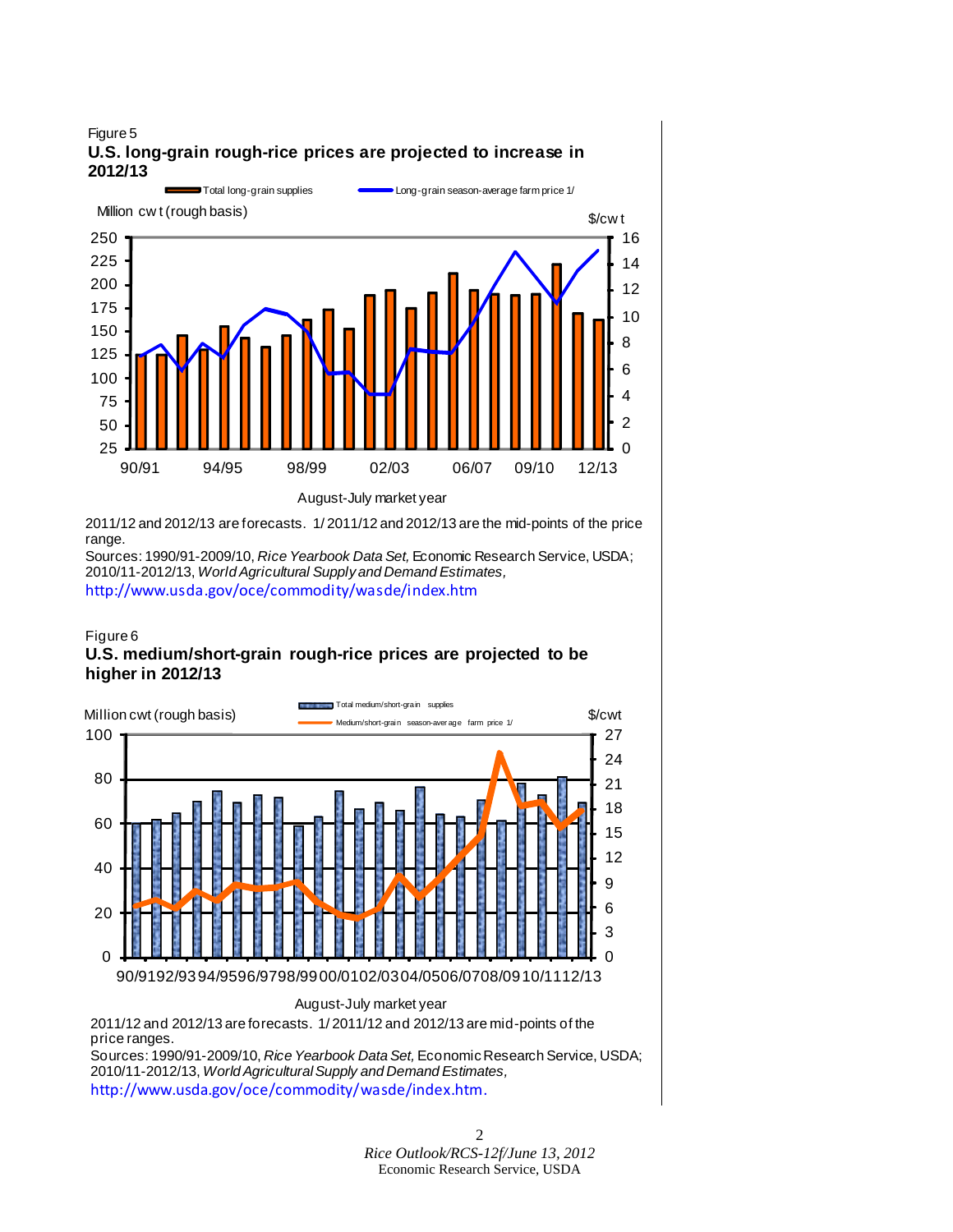Figure 5

**U.S. long-grain rough-rice prices are projected to increase in 2012/13**

2011/12 and 2012/13 are forecasts. 1/ 2011/12 and 2012/13 are the mid-points of the price range.

Sources: 1990/91-2009/10, *Rice Yearbook Data Set,* Economic Research Service, USDA; 2010/11-2012/13, *World Agricultural Supply and Demand Estimates,* http://www.usda.gov/oce/commodity/wasde/index.htm

Figure 6

**U.S. medium/short-grain rough-rice prices are projected to be higher in 2012/13**

2011/12 and 2012/13 are forecasts. 1/ 2011/12 and 2012/13 are mid-points of the price ranges.

Sources: 1990/91-2009/10, *Rice Yearbook Data Set,* Economic Research Service, USDA; 2010/11-2012/13, *World Agricultural Supply and Demand Estimates,* http://www.usda.gov/oce/commodity/wasde/index.htm.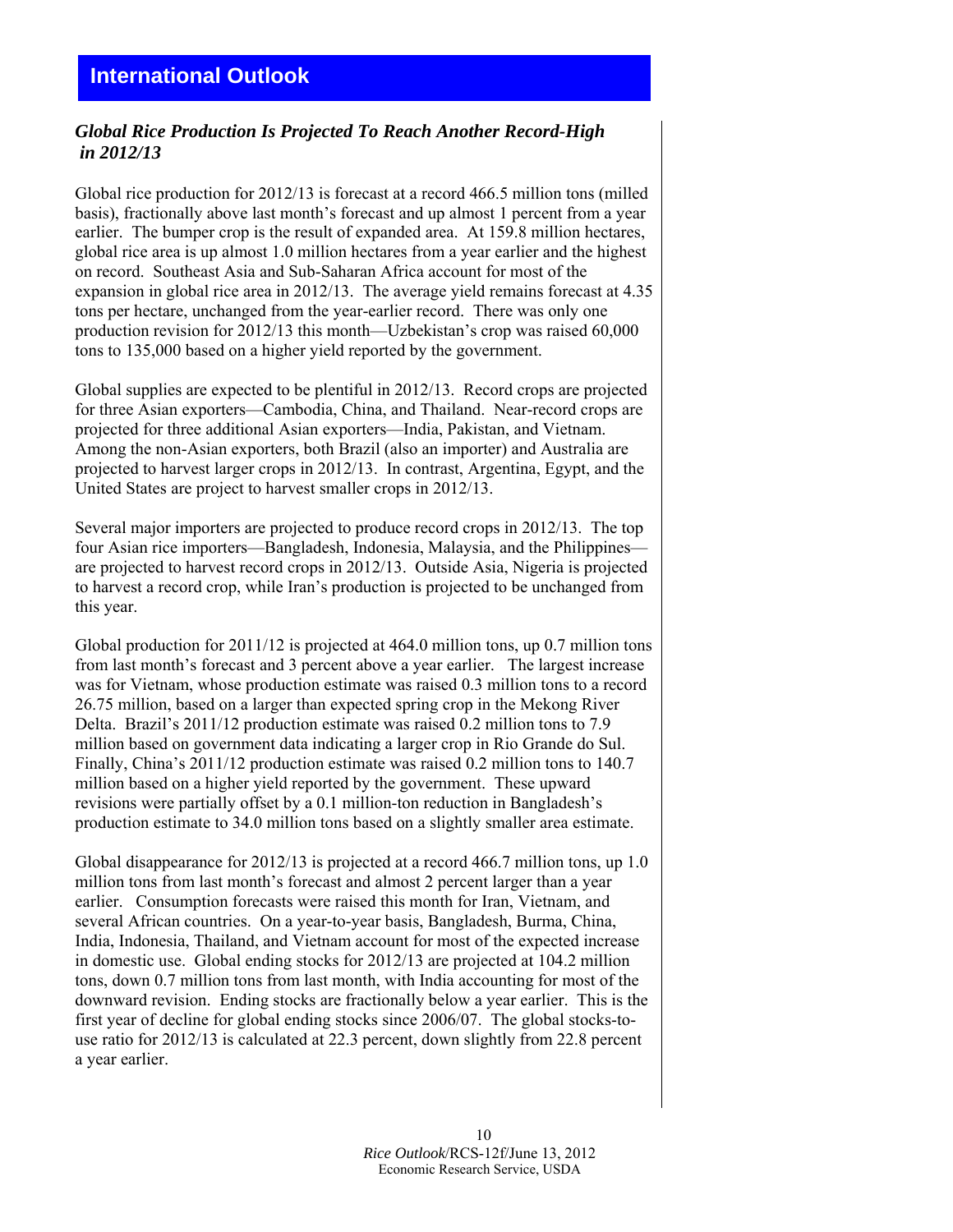## International Outlook

### *Global Rice Production Is Projected To Reach Another Record-High in 2012/13*

Global rice production for 2012/13 is forecast at a record 466.5 million tons (milled basis), fractionally above last month's forecast and up almost 1 percent from a year earlier. The bumper crop is the result of expanded area. At 159.8 million hectares, global rice area is up almost 1.0 million hectares from a year earlier and the highest on record. Southeast Asia and Sub-Saharan Africa account for most of the expansion in global rice area in 2012/13. The average yield remains forecast at 4.35 tons per hectare, unchanged from the year-earlier record. There was only one production revision for 2012/13 this month—Uzbekistan's crop was raised 60,000 tons to 135,000 based on a higher yield reported by the government.

Global supplies are expected to be plentiful in 2012/13. Record crops are projected for three Asian exporters—Cambodia, China, and Thailand. Near-record crops are projected for three additional Asian exporters—India, Pakistan, and Vietnam. Among the non-Asian exporters, both Brazil (also an importer) and Australia are projected to harvest larger crops in 2012/13. In contrast, Argentina, Egypt, and the United States are project to harvest smaller crops in 2012/13.

Several major importers are projected to produce record crops in 2012/13. The top four Asian rice importers—Bangladesh, Indonesia, Malaysia, and the Philippines—are projected to harvest record crops in 2012/13. Outside Asia, Nigeria is projected to harvest a record crop, while Iran's production is projected to be unchanged from this year.

Global production for 2011/12 is projected at 464.0 million tons, up 0.7 million tons from last month's forecast and 3 percent above a year earlier. The largest increase was for Vietnam, whose production estimate was raised 0.3 million tons to a record 26.75 million, based on a larger than expected spring crop in the Mekong River Delta. Brazil's 2011/12 production estimate was raised 0.2 million tons to 7.9 million based on government data indicating a larger crop in Rio Grande do Sul. Finally, China's 2011/12 production estimate was raised 0.2 million tons to 140.7 million based on a higher yield reported by the government. These upward revisions were partially offset by a 0.1 million-ton reduction in Bangladesh's production estimate to 34.0 million tons based on a slightly smaller area estimate.

Global disappearance for 2012/13 is projected at a record 466.7 million tons, up 1.0 million tons from last month's forecast and almost 2 percent larger than a year earlier. Consumption forecasts were raised this month for Iran, Vietnam, and several African countries. On a year-to-year basis, Bangladesh, Burma, China, India, Indonesia, Thailand, and Vietnam account for most of the expected increase in domestic use. Global ending stocks for 2012/13 are projected at 104.2 million tons, down 0.7 million tons from last month, with India accounting for most of the downward revision. Ending stocks are fractionally below a year earlier. This is the first year of decline for global ending stocks since 2006/07. The global stocks-to-use ratio for 2012/13 is calculated at 22.3 percent, down slightly from 22.8 percent a year earlier.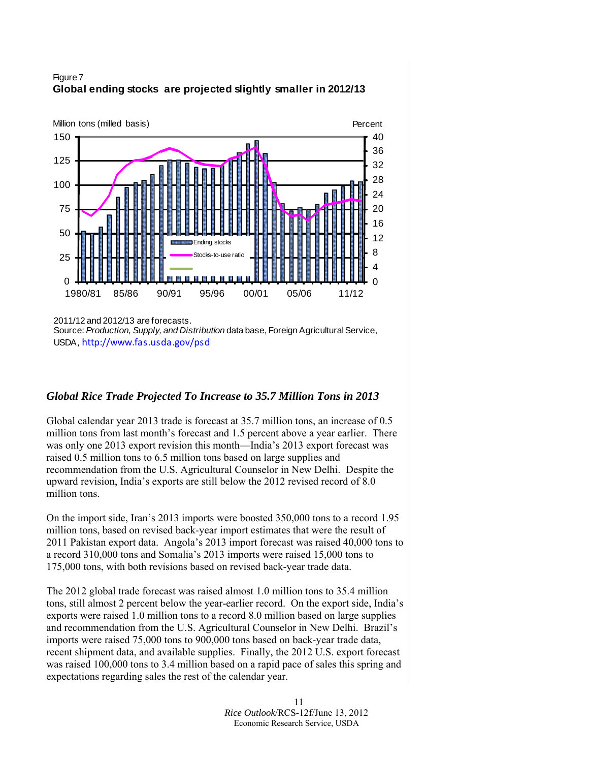Figure 7

**Global ending stocks are projected slightly smaller in 2012/13**

2011/12 and 2012/13 are forecasts.

Source: *Production, Supply, and Distribution* data base, Foreign Agricultural Service, USDA, http://www.fas.usda.gov/psd

## *Global Rice Trade Projected To Increase to 35.7 Million Tons in 2013*

Global calendar year 2013 trade is forecast at 35.7 million tons, an increase of 0.5 million tons from last month's forecast and 1.5 percent above a year earlier. There was only one 2013 export revision this month—India's 2013 export forecast was raised 0.5 million tons to 6.5 million tons based on large supplies and recommendation from the U.S. Agricultural Counselor in New Delhi. Despite the upward revision, India's exports are still below the 2012 revised record of 8.0 million tons.

On the import side, Iran's 2013 imports were boosted 350,000 tons to a record 1.95 million tons, based on revised back-year import estimates that were the result of 2011 Pakistan export data. Angola's 2013 import forecast was raised 40,000 tons to a record 310,000 tons and Somalia's 2013 imports were raised 15,000 tons to 175,000 tons, with both revisions based on revised back-year trade data.

The 2012 global trade forecast was raised almost 1.0 million tons to 35.4 million tons, still almost 2 percent below the year-earlier record. On the export side, India's exports were raised 1.0 million tons to a record 8.0 million based on large supplies and recommendation from the U.S. Agricultural Counselor in New Delhi. Brazil's imports were raised 75,000 tons to 900,000 tons based on back-year trade data, recent shipment data, and available supplies. Finally, the 2012 U.S. export forecast was raised 100,000 tons to 3.4 million based on a rapid pace of sales this spring and expectations regarding sales the rest of the calendar year.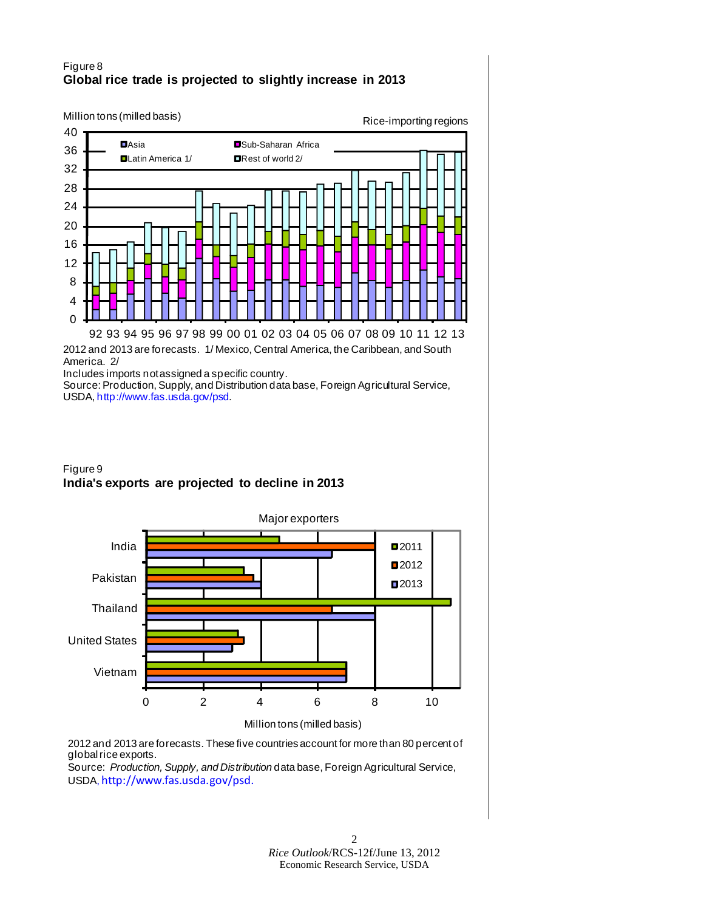Figure 8

**Global rice trade is projected to slightly increase in 2013**

Million tons (milled basis)

Rice-importing regions

2012 and 2013 are forecasts. 1/ Mexico, Central America, the Caribbean, and South America. 2/ Includes imports not assigned a specific country.

Source: Production, Supply, and Distribution data base, Foreign Agricultural Service, USDA, http://www.fas.usda.gov/psd.

Figure 9

**India's exports are projected to decline in 2013**

Major exporters

Million tons (milled basis)

2012 and 2013 are forecasts. These five countries account for more than 80 percent of global rice exports.

Source: *Production, Supply, and Distribution* data base, Foreign Agricultural Service, USDA, http://www.fas.usda.gov/psd.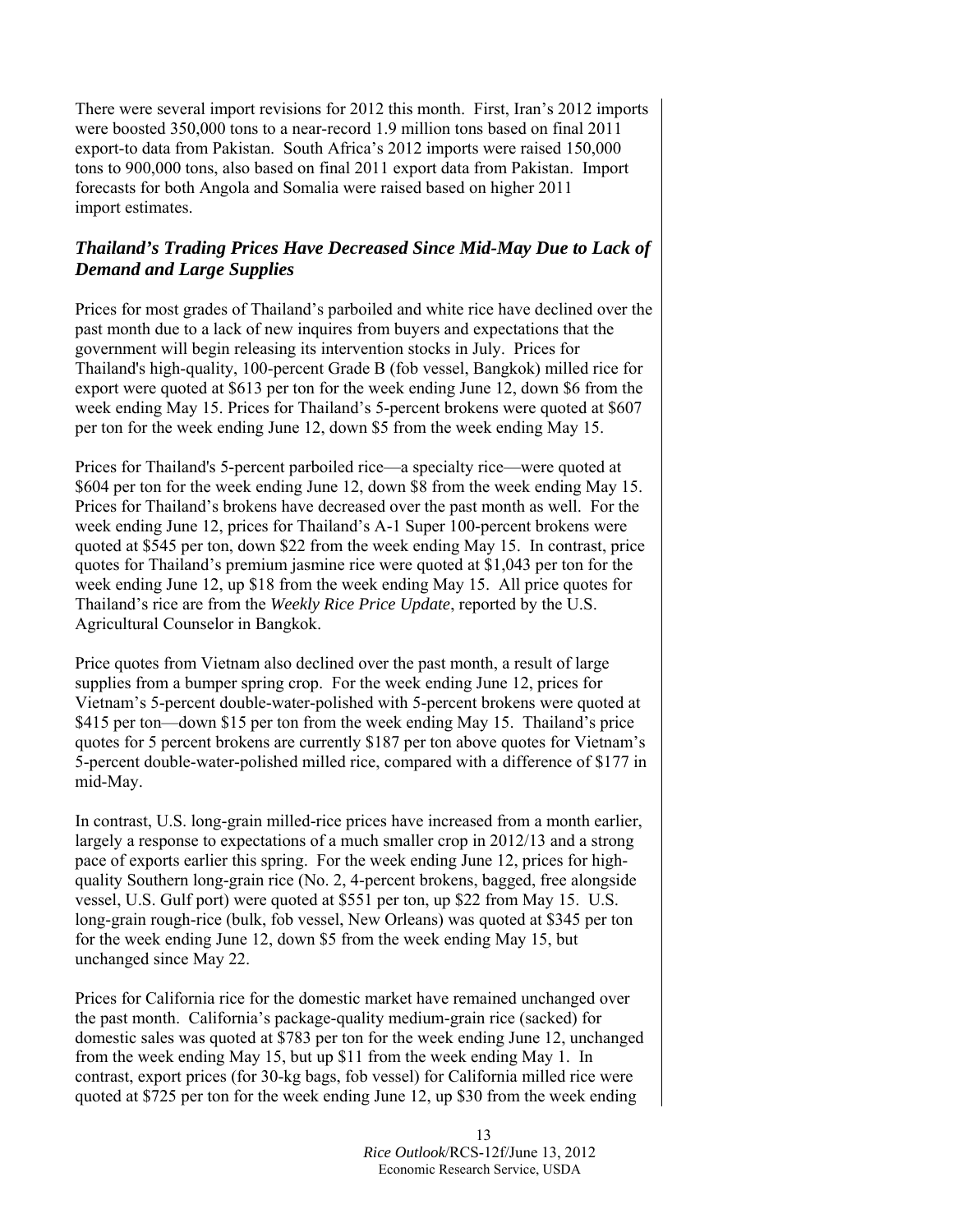There were several import revisions for 2012 this month. First, Iran's 2012 imports were boosted 350,000 tons to a near-record 1.9 million tons based on final 2011 export-to data from Pakistan. South Africa's 2012 imports were raised 150,000 tons to 900,000 tons, also based on final 2011 export data from Pakistan. Import forecasts for both Angola and Somalia were raised based on higher 2011 import estimates.

### *Thailand's Trading Prices Have Decreased Since Mid-May Due to Lack of Demand and Large Supplies*

Prices for most grades of Thailand's parboiled and white rice have declined over the past month due to a lack of new inquires from buyers and expectations that the government will begin releasing its intervention stocks in July. Prices for Thailand's high-quality, 100-percent Grade B (fob vessel, Bangkok) milled rice for export were quoted at $613 per ton for the week ending June 12, down $6 from the week ending May 15. Prices for Thailand's 5-percent brokens were quoted at $607 per ton for the week ending June 12, down $5 from the week ending May 15.

Prices for Thailand's 5-percent parboiled rice—a specialty rice—were quoted at $604 per ton for the week ending June 12, down $8 from the week ending May 15. Prices for Thailand's brokens have decreased over the past month as well. For the week ending June 12, prices for Thailand's A-1 Super 100-percent brokens were quoted at $545 per ton, down $22 from the week ending May 15. In contrast, price quotes for Thailand's premium jasmine rice were quoted at $1,043 per ton for the week ending June 12, up $18 from the week ending May 15. All price quotes for Thailand's rice are from the *Weekly Rice Price Update*, reported by the U.S. Agricultural Counselor in Bangkok.

Price quotes from Vietnam also declined over the past month, a result of large supplies from a bumper spring crop. For the week ending June 12, prices for Vietnam's 5-percent double-water-polished with 5-percent brokens were quoted at $415 per ton—down $15 per ton from the week ending May 15. Thailand's price quotes for 5 percent brokens are currently $187 per ton above quotes for Vietnam's 5-percent double-water-polished milled rice, compared with a difference of $177 in mid-May.

In contrast, U.S. long-grain milled-rice prices have increased from a month earlier, largely a response to expectations of a much smaller crop in 2012/13 and a strong pace of exports earlier this spring. For the week ending June 12, prices for high-quality Southern long-grain rice (No. 2, 4-percent brokens, bagged, free alongside vessel, U.S. Gulf port) were quoted at $551 per ton, up $22 from May 15. U.S. long-grain rough-rice (bulk, fob vessel, New Orleans) was quoted at $345 per ton for the week ending June 12, down $5 from the week ending May 15, but unchanged since May 22.

Prices for California rice for the domestic market have remained unchanged over the past month. California's package-quality medium-grain rice (sacked) for domestic sales was quoted at $783 per ton for the week ending June 12, unchanged from the week ending May 15, but up $11 from the week ending May 1. In contrast, export prices (for 30-kg bags, fob vessel) for California milled rice were quoted at $725 per ton for the week ending June 12, up $30 from the week ending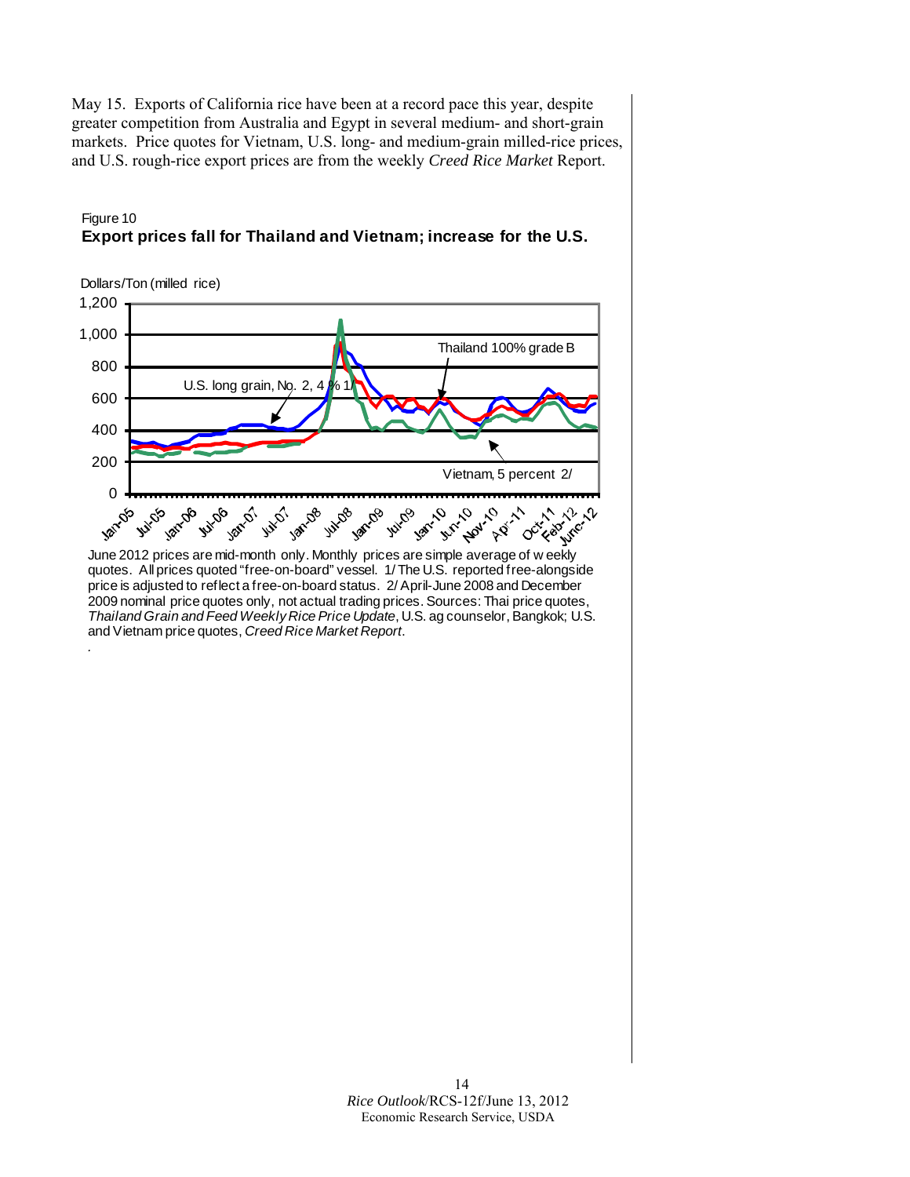May 15. Exports of California rice have been at a record pace this year, despite greater competition from Australia and Egypt in several medium- and short-grain markets. Price quotes for Vietnam, U.S. long- and medium-grain milled-rice prices, and U.S. rough-rice export prices are from the weekly *Creed Rice Market* Report.

Figure 10

**Export prices fall for Thailand and Vietnam; increase for the U.S.**

June 2012 prices are mid-month only. Monthly prices are simple average of weekly quotes. All prices quoted "free-on-board" vessel. 1/ The U.S. reported free-alongside price is adjusted to reflect a free-on-board status. 2/ April-June 2008 and December 2009 nominal price quotes only, not actual trading prices. Sources: Thai price quotes, *Thailand Grain and Feed Weekly Rice Price Update*, U.S. ag counselor, Bangkok; U.S. and Vietnam price quotes, *Creed Rice Market Report*.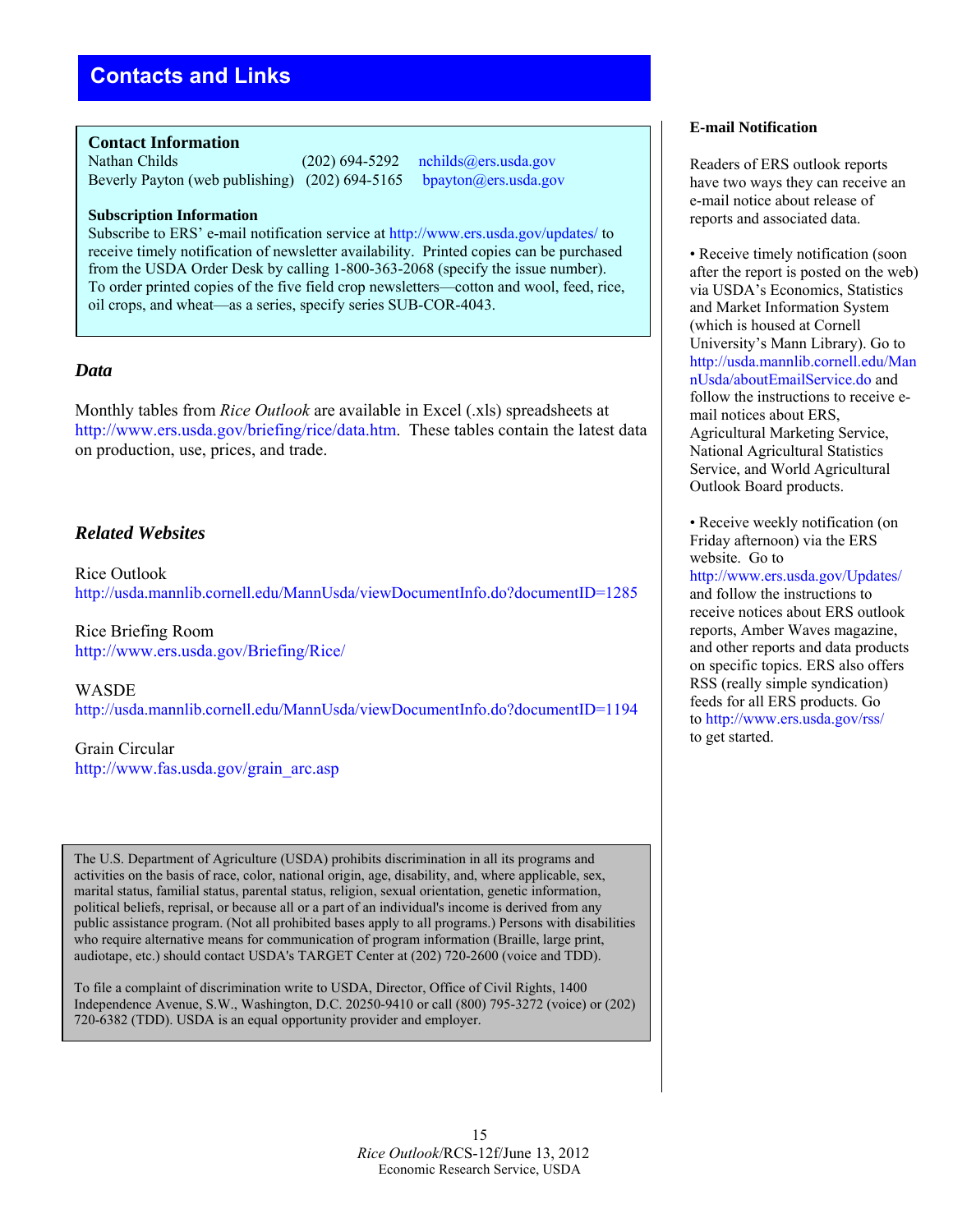# Contacts and Links

### Contact Information

Nathan Childs (202) 694-5292 nchilds@ers.usda.gov
Beverly Payton (web publishing) (202) 694-5165 bpayton@ers.usda.gov

### Subscription Information

Subscribe to ERS' e-mail notification service at http://www.ers.usda.gov/updates/ to receive timely notification of newsletter availability. Printed copies can be purchased from the USDA Order Desk by calling 1-800-363-2068 (specify the issue number). To order printed copies of the five field crop newsletters—cotton and wool, feed, rice, oil crops, and wheat—as a series, specify series SUB-COR-4043.

## *Data*

Monthly tables from *Rice Outlook* are available in Excel (.xls) spreadsheets at http://www.ers.usda.gov/briefing/rice/data.htm. These tables contain the latest data on production, use, prices, and trade.

## *Related Websites*

Rice Outlook
http://usda.mannlib.cornell.edu/MannUsda/viewDocumentInfo.do?documentID=1285

Rice Briefing Room
http://www.ers.usda.gov/Briefing/Rice/

WASDE
http://usda.mannlib.cornell.edu/MannUsda/viewDocumentInfo.do?documentID=1194

Grain Circular
http://www.fas.usda.gov/grain_arc.asp

The U.S. Department of Agriculture (USDA) prohibits discrimination in all its programs and activities on the basis of race, color, national origin, age, disability, and, where applicable, sex, marital status, familial status, parental status, religion, sexual orientation, genetic information, political beliefs, reprisal, or because all or a part of an individual's income is derived from any public assistance program. (Not all prohibited bases apply to all programs.) Persons with disabilities who require alternative means for communication of program information (Braille, large print, audiotape, etc.) should contact USDA's TARGET Center at (202) 720-2600 (voice and TDD).

To file a complaint of discrimination write to USDA, Director, Office of Civil Rights, 1400 Independence Avenue, S.W., Washington, D.C. 20250-9410 or call (800) 795-3272 (voice) or (202) 720-6382 (TDD). USDA is an equal opportunity provider and employer.

### E-mail Notification

Readers of ERS outlook reports have two ways they can receive an e-mail notice about release of reports and associated data.

- Receive timely notification (soon after the report is posted on the web) via USDA's Economics, Statistics and Market Information System (which is housed at Cornell University's Mann Library). Go to http://usda.mannlib.cornell.edu/MannUsda/aboutEmailService.do and follow the instructions to receive e-mail notices about ERS, Agricultural Marketing Service, National Agricultural Statistics Service, and World Agricultural Outlook Board products.

- Receive weekly notification (on Friday afternoon) via the ERS website. Go to http://www.ers.usda.gov/Updates/ and follow the instructions to receive notices about ERS outlook reports, Amber Waves magazine, and other reports and data products on specific topics. ERS also offers RSS (really simple syndication) feeds for all ERS products. Go to http://www.ers.usda.gov/rss/ to get started.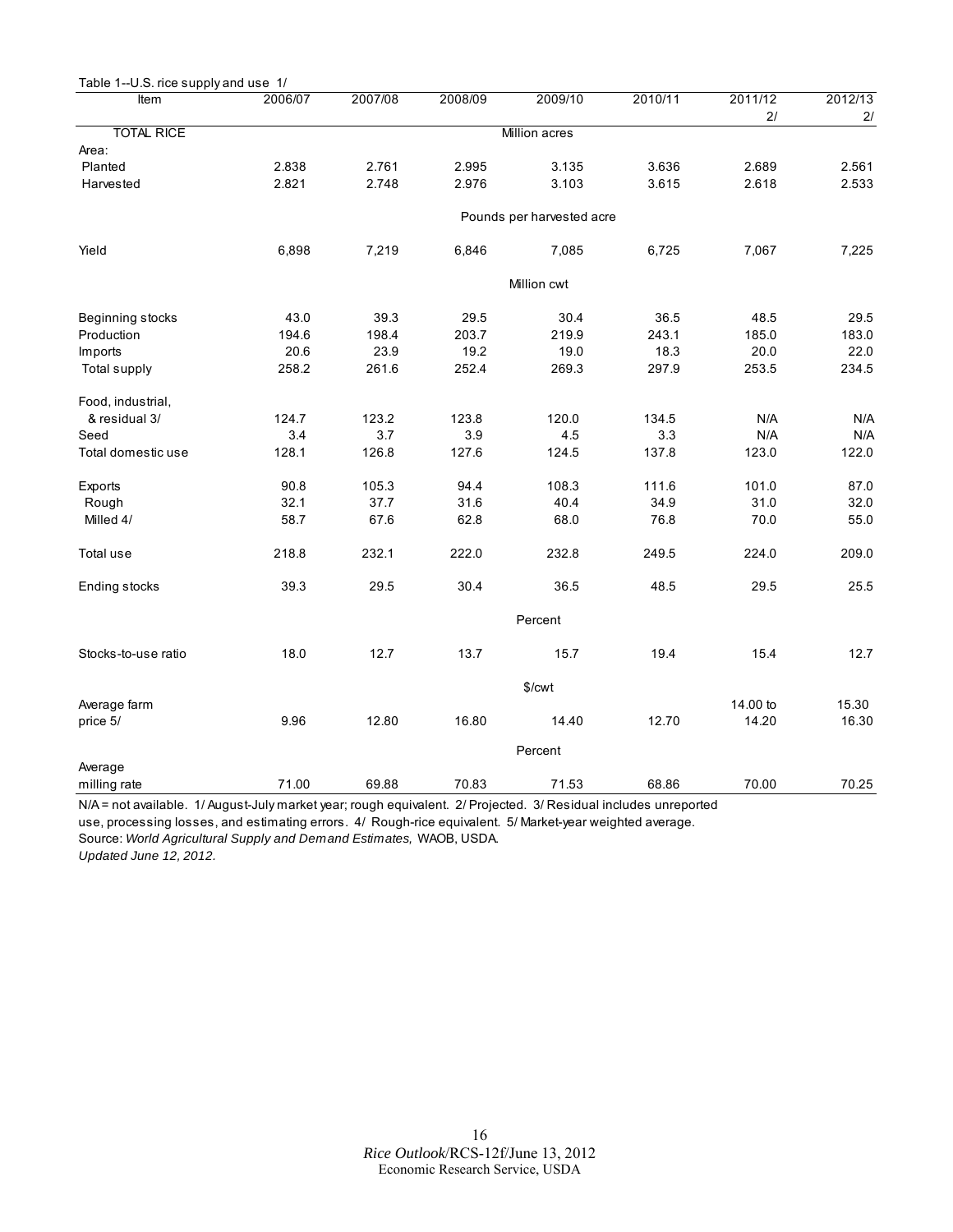Table 1--U.S. rice supply and use 1/

| Item | 2006/07 | 2007/08 | 2008/09 | 2009/10 | 2010/11 | 2011/12 2/ | 2012/13 2/ |
|---|---|---|---|---|---|---|---|
| TOTAL RICE | | | | Million acres | | | |
| Area: | | | | | | | |
| Planted | 2.838 | 2.761 | 2.995 | 3.135 | 3.636 | 2.689 | 2.561 |
| Harvested | 2.821 | 2.748 | 2.976 | 3.103 | 3.615 | 2.618 | 2.533 |
| | | | | Pounds per harvested acre | | | |
| Yield | 6,898 | 7,219 | 6,846 | 7,085 | 6,725 | 7,067 | 7,225 |
| | | | | Million cwt | | | |
| Beginning stocks | 43.0 | 39.3 | 29.5 | 30.4 | 36.5 | 48.5 | 29.5 |
| Production | 194.6 | 198.4 | 203.7 | 219.9 | 243.1 | 185.0 | 183.0 |
| Imports | 20.6 | 23.9 | 19.2 | 19.0 | 18.3 | 20.0 | 22.0 |
| Total supply | 258.2 | 261.6 | 252.4 | 269.3 | 297.9 | 253.5 | 234.5 |
| Food, industrial, & residual 3/ | 124.7 | 123.2 | 123.8 | 120.0 | 134.5 | N/A | N/A |
| Seed | 3.4 | 3.7 | 3.9 | 4.5 | 3.3 | N/A | N/A |
| Total domestic use | 128.1 | 126.8 | 127.6 | 124.5 | 137.8 | 123.0 | 122.0 |
| Exports | 90.8 | 105.3 | 94.4 | 108.3 | 111.6 | 101.0 | 87.0 |
| Rough | 32.1 | 37.7 | 31.6 | 40.4 | 34.9 | 31.0 | 32.0 |
| Milled 4/ | 58.7 | 67.6 | 62.8 | 68.0 | 76.8 | 70.0 | 55.0 |
| Total use | 218.8 | 232.1 | 222.0 | 232.8 | 249.5 | 224.0 | 209.0 |
| Ending stocks | 39.3 | 29.5 | 30.4 | 36.5 | 48.5 | 29.5 | 25.5 |
| | | | | Percent | | | |
| Stocks-to-use ratio | 18.0 | 12.7 | 13.7 | 15.7 | 19.4 | 15.4 | 12.7 |
| | | | | $/cwt | | | |
| Average farm price 5/ | 9.96 | 12.80 | 16.80 | 14.40 | 12.70 | 14.00 to 14.20 | 15.30 16.30 |
| | | | | Percent | | | |
| Average milling rate | 71.00 | 69.88 | 70.83 | 71.53 | 68.86 | 70.00 | 70.25 |

N/A = not available. 1/ August-July market year; rough equivalent. 2/ Projected. 3/ Residual includes unreported use, processing losses, and estimating errors. 4/ Rough-rice equivalent. 5/ Market-year weighted average.

Source: *World Agricultural Supply and Demand Estimates,* WAOB, USDA.

*Updated June 12, 2012.*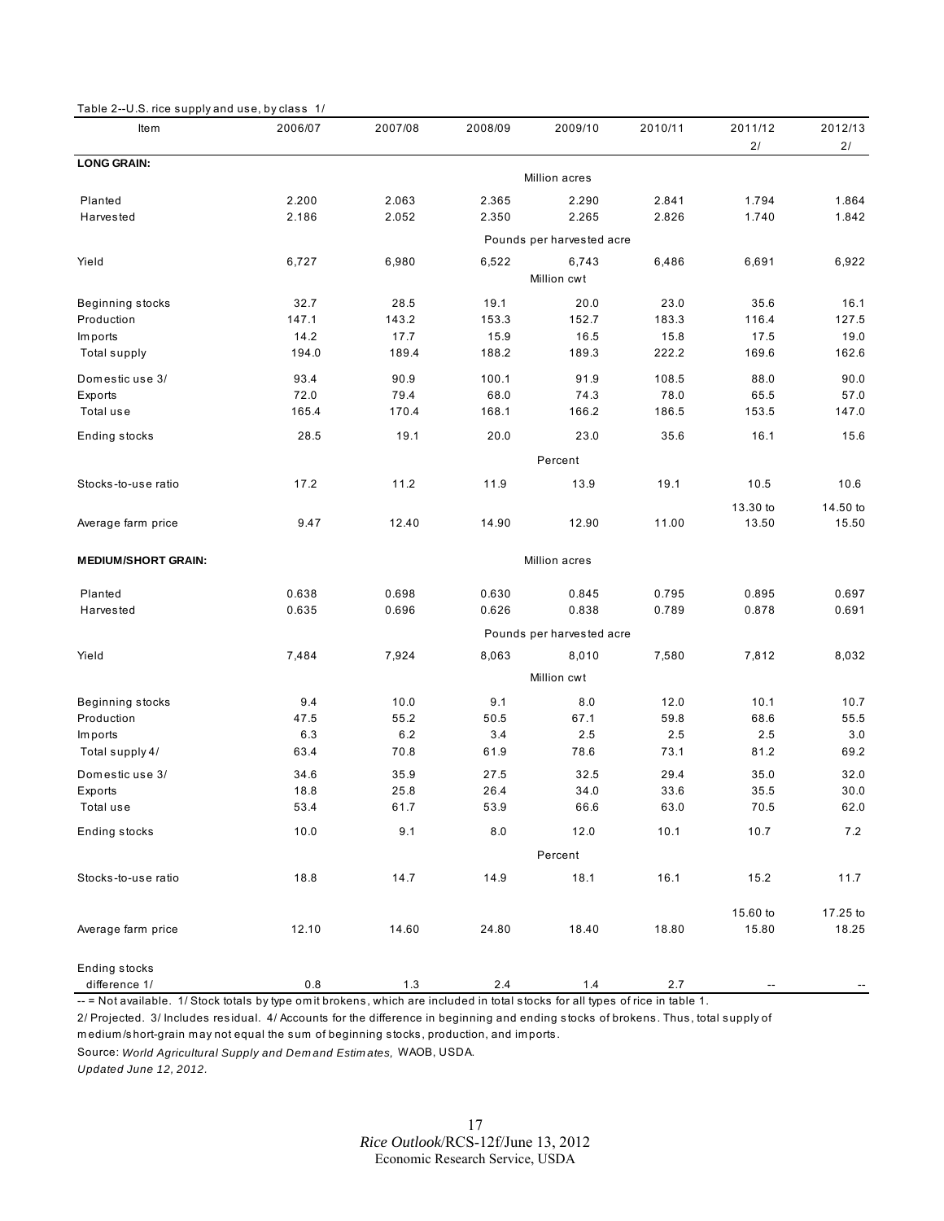Table 2--U.S. rice supply and use, by class 1/

| Item | 2006/07 | 2007/08 | 2008/09 | 2009/10 | 2010/11 | 2011/12 2/ | 2012/13 2/ |
|---|---|---|---|---|---|---|---|
| **LONG GRAIN:** | | | | | | | |
| | | | | Million acres | | | |
| Planted | 2.200 | 2.063 | 2.365 | 2.290 | 2.841 | 1.794 | 1.864 |
| Harvested | 2.186 | 2.052 | 2.350 | 2.265 | 2.826 | 1.740 | 1.842 |
| | | | | Pounds per harvested acre | | | |
| Yield | 6,727 | 6,980 | 6,522 | 6,743 | 6,486 | 6,691 | 6,922 |
| | | | | Million cwt | | | |
| Beginning stocks | 32.7 | 28.5 | 19.1 | 20.0 | 23.0 | 35.6 | 16.1 |
| Production | 147.1 | 143.2 | 153.3 | 152.7 | 183.3 | 116.4 | 127.5 |
| Imports | 14.2 | 17.7 | 15.9 | 16.5 | 15.8 | 17.5 | 19.0 |
| Total supply | 194.0 | 189.4 | 188.2 | 189.3 | 222.2 | 169.6 | 162.6 |
| Domestic use 3/ | 93.4 | 90.9 | 100.1 | 91.9 | 108.5 | 88.0 | 90.0 |
| Exports | 72.0 | 79.4 | 68.0 | 74.3 | 78.0 | 65.5 | 57.0 |
| Total use | 165.4 | 170.4 | 168.1 | 166.2 | 186.5 | 153.5 | 147.0 |
| Ending stocks | 28.5 | 19.1 | 20.0 | 23.0 | 35.6 | 16.1 | 15.6 |
| | | | | Percent | | | |
| Stocks-to-use ratio | 17.2 | 11.2 | 11.9 | 13.9 | 19.1 | 10.5 | 10.6 |
| Average farm price | 9.47 | 12.40 | 14.90 | 12.90 | 11.00 | 13.30 to 13.50 | 14.50 to 15.50 |
| **MEDIUM/SHORT GRAIN:** | | | | Million acres | | | |
| Planted | 0.638 | 0.698 | 0.630 | 0.845 | 0.795 | 0.895 | 0.697 |
| Harvested | 0.635 | 0.696 | 0.626 | 0.838 | 0.789 | 0.878 | 0.691 |
| | | | | Pounds per harvested acre | | | |
| Yield | 7,484 | 7,924 | 8,063 | 8,010 | 7,580 | 7,812 | 8,032 |
| | | | | Million cwt | | | |
| Beginning stocks | 9.4 | 10.0 | 9.1 | 8.0 | 12.0 | 10.1 | 10.7 |
| Production | 47.5 | 55.2 | 50.5 | 67.1 | 59.8 | 68.6 | 55.5 |
| Imports | 6.3 | 6.2 | 3.4 | 2.5 | 2.5 | 2.5 | 3.0 |
| Total supply 4/ | 63.4 | 70.8 | 61.9 | 78.6 | 73.1 | 81.2 | 69.2 |
| Domestic use 3/ | 34.6 | 35.9 | 27.5 | 32.5 | 29.4 | 35.0 | 32.0 |
| Exports | 18.8 | 25.8 | 26.4 | 34.0 | 33.6 | 35.5 | 30.0 |
| Total use | 53.4 | 61.7 | 53.9 | 66.6 | 63.0 | 70.5 | 62.0 |
| Ending stocks | 10.0 | 9.1 | 8.0 | 12.0 | 10.1 | 10.7 | 7.2 |
| | | | | Percent | | | |
| Stocks-to-use ratio | 18.8 | 14.7 | 14.9 | 18.1 | 16.1 | 15.2 | 11.7 |
| Average farm price | 12.10 | 14.60 | 24.80 | 18.40 | 18.80 | 15.60 to 15.80 | 17.25 to 18.25 |
| Ending stocks difference 1/ | 0.8 | 1.3 | 2.4 | 1.4 | 2.7 | -- | -- |

-- = Not available. 1/ Stock totals by type omit brokens, which are included in total stocks for all types of rice in table 1.

2/ Projected. 3/ Includes residual. 4/ Accounts for the difference in beginning and ending stocks of brokens. Thus, total supply of medium/short-grain may not equal the sum of beginning stocks, production, and imports.

Source: *World Agricultural Supply and Demand Estimates,* WAOB, USDA.

*Updated June 12, 2012.*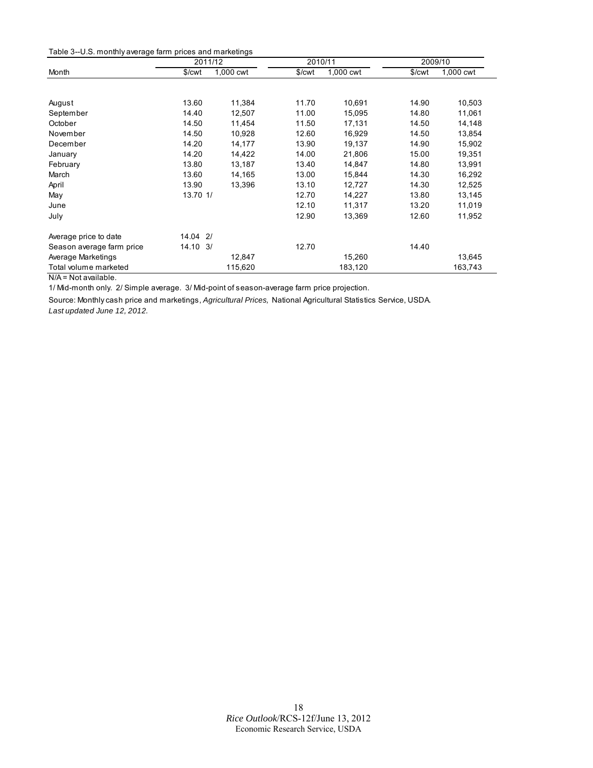Table 3--U.S. monthly average farm prices and marketings

| Month | 2011/12 | | 2010/11 | | 2009/10 | |
|---|---|---|---|---|---|---|
| | $/cwt | 1,000 cwt | $/cwt | 1,000 cwt | $/cwt | 1,000 cwt |
| August | 13.60 | 11,384 | 11.70 | 10,691 | 14.90 | 10,503 |
| September | 14.40 | 12,507 | 11.00 | 15,095 | 14.80 | 11,061 |
| October | 14.50 | 11,454 | 11.50 | 17,131 | 14.50 | 14,148 |
| November | 14.50 | 10,928 | 12.60 | 16,929 | 14.50 | 13,854 |
| December | 14.20 | 14,177 | 13.90 | 19,137 | 14.90 | 15,902 |
| January | 14.20 | 14,422 | 14.00 | 21,806 | 15.00 | 19,351 |
| February | 13.80 | 13,187 | 13.40 | 14,847 | 14.80 | 13,991 |
| March | 13.60 | 14,165 | 13.00 | 15,844 | 14.30 | 16,292 |
| April | 13.90 | 13,396 | 13.10 | 12,727 | 14.30 | 12,525 |
| May | 13.70 1/ | | 12.70 | 14,227 | 13.80 | 13,145 |
| June | | | 12.10 | 11,317 | 13.20 | 11,019 |
| July | | | 12.90 | 13,369 | 12.60 | 11,952 |
| Average price to date | 14.04 2/ | | | | | |
| Season average farm price | 14.10 3/ | | 12.70 | | 14.40 | |
| Average Marketings | | 12,847 | | 15,260 | | 13,645 |
| Total volume marketed | | 115,620 | | 183,120 | | 163,743 |

N/A = Not available.

1/ Mid-month only. 2/ Simple average. 3/ Mid-point of season-average farm price projection.

Source: Monthly cash price and marketings, *Agricultural Prices,* National Agricultural Statistics Service, USDA.

*Last updated June 12, 2012.*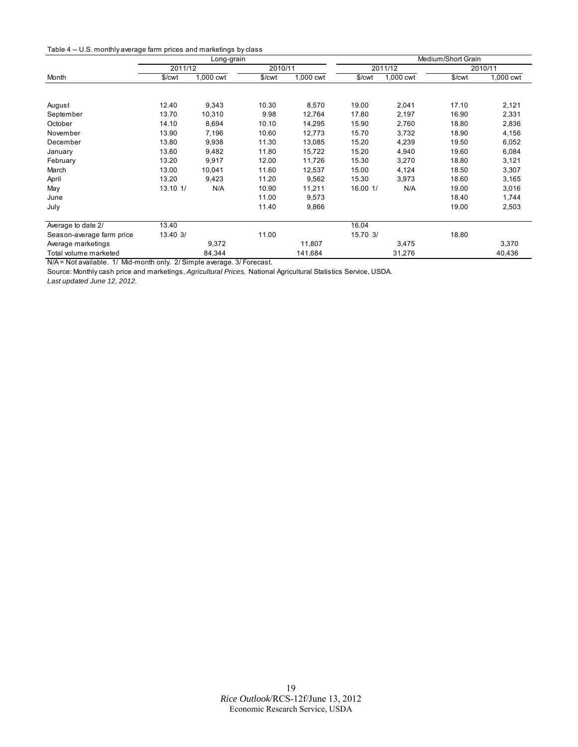Table 4 -- U.S. monthly average farm prices and marketings by class

| Month | Long-grain | | | | Medium/Short Grain | | | |
|---|---|---|---|---|---|---|---|---|
| | 2011/12 | | 2010/11 | | 2011/12 | | 2010/11 | |
| | $/cwt | 1,000 cwt | $/cwt | 1,000 cwt | $/cwt | 1,000 cwt | $/cwt | 1,000 cwt |
| August | 12.40 | 9,343 | 10.30 | 8,570 | 19.00 | 2,041 | 17.10 | 2,121 |
| September | 13.70 | 10,310 | 9.98 | 12,764 | 17.80 | 2,197 | 16.90 | 2,331 |
| October | 14.10 | 8,694 | 10.10 | 14,295 | 15.90 | 2,760 | 18.80 | 2,836 |
| November | 13.90 | 7,196 | 10.60 | 12,773 | 15.70 | 3,732 | 18.90 | 4,156 |
| December | 13.80 | 9,938 | 11.30 | 13,085 | 15.20 | 4,239 | 19.50 | 6,052 |
| January | 13.60 | 9,482 | 11.80 | 15,722 | 15.20 | 4,940 | 19.60 | 6,084 |
| February | 13.20 | 9,917 | 12.00 | 11,726 | 15.30 | 3,270 | 18.80 | 3,121 |
| March | 13.00 | 10,041 | 11.60 | 12,537 | 15.00 | 4,124 | 18.50 | 3,307 |
| April | 13.20 | 9,423 | 11.20 | 9,562 | 15.30 | 3,973 | 18.60 | 3,165 |
| May | 13.10 1/ | N/A | 10.90 | 11,211 | 16.00 1/ | N/A | 19.00 | 3,016 |
| June | | | 11.00 | 9,573 | | | 18.40 | 1,744 |
| July | | | 11.40 | 9,866 | | | 19.00 | 2,503 |
| Average to date 2/ | 13.40 | | | | 16.04 | | | |
| Season-average farm price | 13.40 3/ | | 11.00 | | 15.70 3/ | | 18.80 | |
| Average marketings | | 9,372 | | 11,807 | | 3,475 | | 3,370 |
| Total volume marketed | | 84,344 | | 141,684 | | 31,276 | | 40,436 |

N/A = Not available. 1/ Mid-month only. 2/ Simple average. 3/ Forecast.

Source: Monthly cash price and marketings, *Agricultural Prices,* National Agricultural Statistics Service, USDA.

*Last updated June 12, 2012.*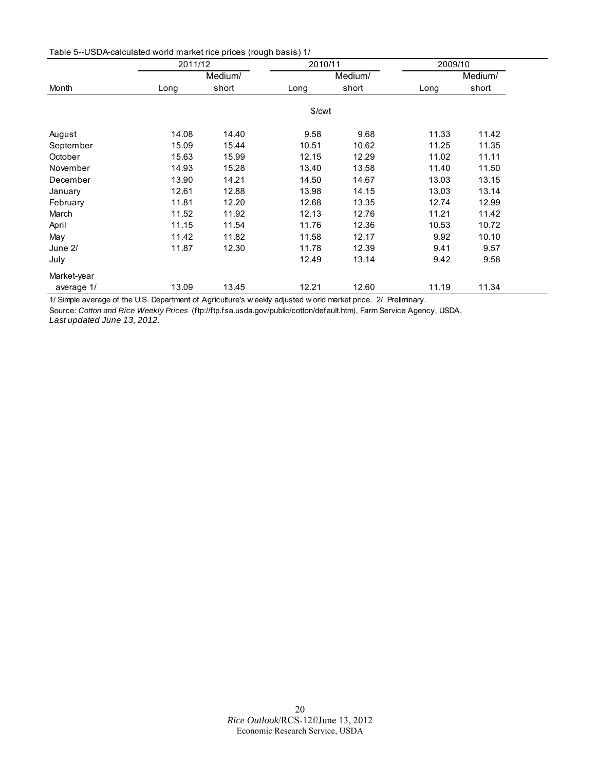Table 5--USDA-calculated world market rice prices (rough basis) 1/

| Month | 2011/12 | | 2010/11 | | 2009/10 | |
|---|---|---|---|---|---|---|
| | Long | Medium/ short | Long | Medium/ short | Long | Medium/ short |
| | $/cwt | | | | | |
| August | 14.08 | 14.40 | 9.58 | 9.68 | 11.33 | 11.42 |
| September | 15.09 | 15.44 | 10.51 | 10.62 | 11.25 | 11.35 |
| October | 15.63 | 15.99 | 12.15 | 12.29 | 11.02 | 11.11 |
| November | 14.93 | 15.28 | 13.40 | 13.58 | 11.40 | 11.50 |
| December | 13.90 | 14.21 | 14.50 | 14.67 | 13.03 | 13.15 |
| January | 12.61 | 12.88 | 13.98 | 14.15 | 13.03 | 13.14 |
| February | 11.81 | 12.20 | 12.68 | 13.35 | 12.74 | 12.99 |
| March | 11.52 | 11.92 | 12.13 | 12.76 | 11.21 | 11.42 |
| April | 11.15 | 11.54 | 11.76 | 12.36 | 10.53 | 10.72 |
| May | 11.42 | 11.82 | 11.58 | 12.17 | 9.92 | 10.10 |
| June 2/ | 11.87 | 12.30 | 11.78 | 12.39 | 9.41 | 9.57 |
| July | | | 12.49 | 13.14 | 9.42 | 9.58 |
| Market-year average 1/ | 13.09 | 13.45 | 12.21 | 12.60 | 11.19 | 11.34 |

1/ Simple average of the U.S. Department of Agriculture's weekly adjusted world market price. 2/ Preliminary.

Source: *Cotton and Rice Weekly Prices* (ftp://ftp.fsa.usda.gov/public/cotton/default.htm), Farm Service Agency, USDA.

*Last updated June 13, 2012.*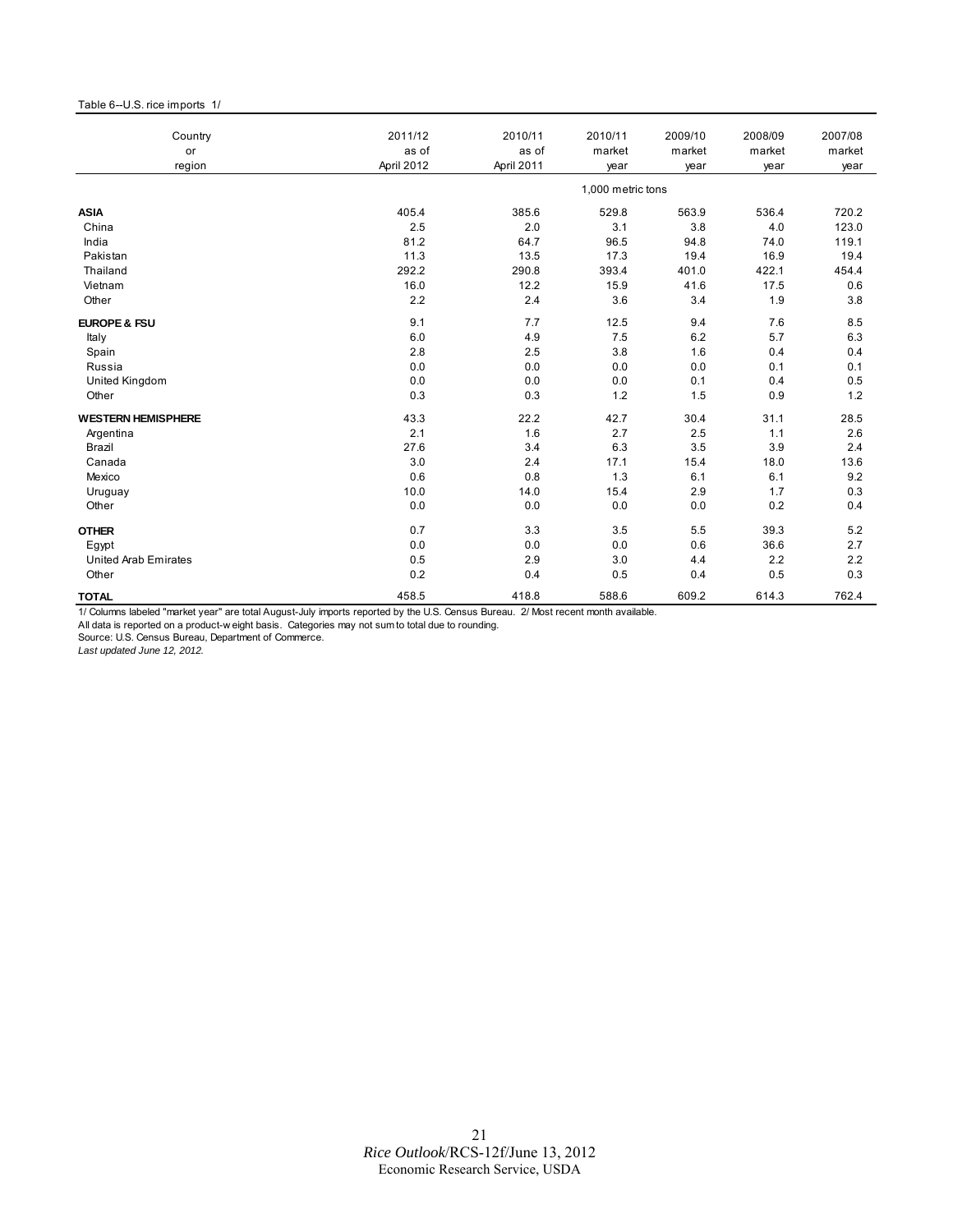Table 6--U.S. rice imports 1/

| Country or region | 2011/12 as of April 2012 | 2010/11 as of April 2011 | 2010/11 market year | 2009/10 market year | 2008/09 market year | 2007/08 market year |
|---|---|---|---|---|---|---|
| | | | 1,000 metric tons | | | |
| **ASIA** | 405.4 | 385.6 | 529.8 | 563.9 | 536.4 | 720.2 |
| China | 2.5 | 2.0 | 3.1 | 3.8 | 4.0 | 123.0 |
| India | 81.2 | 64.7 | 96.5 | 94.8 | 74.0 | 119.1 |
| Pakistan | 11.3 | 13.5 | 17.3 | 19.4 | 16.9 | 19.4 |
| Thailand | 292.2 | 290.8 | 393.4 | 401.0 | 422.1 | 454.4 |
| Vietnam | 16.0 | 12.2 | 15.9 | 41.6 | 17.5 | 0.6 |
| Other | 2.2 | 2.4 | 3.6 | 3.4 | 1.9 | 3.8 |
| **EUROPE & FSU** | 9.1 | 7.7 | 12.5 | 9.4 | 7.6 | 8.5 |
| Italy | 6.0 | 4.9 | 7.5 | 6.2 | 5.7 | 6.3 |
| Spain | 2.8 | 2.5 | 3.8 | 1.6 | 0.4 | 0.4 |
| Russia | 0.0 | 0.0 | 0.0 | 0.0 | 0.1 | 0.1 |
| United Kingdom | 0.0 | 0.0 | 0.0 | 0.1 | 0.4 | 0.5 |
| Other | 0.3 | 0.3 | 1.2 | 1.5 | 0.9 | 1.2 |
| **WESTERN HEMISPHERE** | 43.3 | 22.2 | 42.7 | 30.4 | 31.1 | 28.5 |
| Argentina | 2.1 | 1.6 | 2.7 | 2.5 | 1.1 | 2.6 |
| Brazil | 27.6 | 3.4 | 6.3 | 3.5 | 3.9 | 2.4 |
| Canada | 3.0 | 2.4 | 17.1 | 15.4 | 18.0 | 13.6 |
| Mexico | 0.6 | 0.8 | 1.3 | 6.1 | 6.1 | 9.2 |
| Uruguay | 10.0 | 14.0 | 15.4 | 2.9 | 1.7 | 0.3 |
| Other | 0.0 | 0.0 | 0.0 | 0.0 | 0.2 | 0.4 |
| **OTHER** | 0.7 | 3.3 | 3.5 | 5.5 | 39.3 | 5.2 |
| Egypt | 0.0 | 0.0 | 0.0 | 0.6 | 36.6 | 2.7 |
| United Arab Emirates | 0.5 | 2.9 | 3.0 | 4.4 | 2.2 | 2.2 |
| Other | 0.2 | 0.4 | 0.5 | 0.4 | 0.5 | 0.3 |
| **TOTAL** | 458.5 | 418.8 | 588.6 | 609.2 | 614.3 | 762.4 |

1/ Columns labeled "market year" are total August-July imports reported by the U.S. Census Bureau. 2/ Most recent month available.
All data is reported on a product-weight basis. Categories may not sum to total due to rounding.
Source: U.S. Census Bureau, Department of Commerce.
*Last updated June 12, 2012.*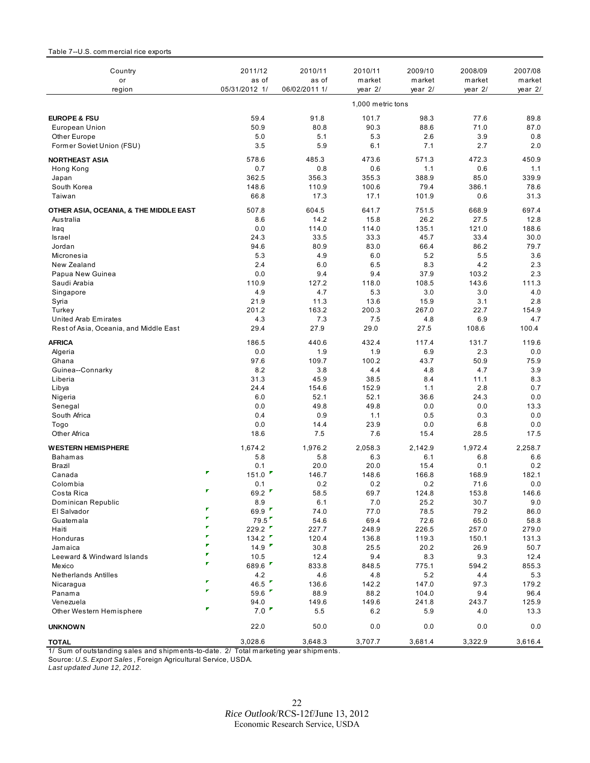Table 7--U.S. commercial rice exports

| Country or region | 2011/12 as of 05/31/2012 1/ | 2010/11 as of 06/02/2011 1/ | 2010/11 market year 2/ | 2009/10 market year 2/ | 2008/09 market year 2/ | 2007/08 market year 2/ |
|---|---|---|---|---|---|---|
| | 1,000 metric tons | | | | | |
| **EUROPE & FSU** | 59.4 | 91.8 | 101.7 | 98.3 | 77.6 | 89.8 |
| European Union | 50.9 | 80.8 | 90.3 | 88.6 | 71.0 | 87.0 |
| Other Europe | 5.0 | 5.1 | 5.3 | 2.6 | 3.9 | 0.8 |
| Former Soviet Union (FSU) | 3.5 | 5.9 | 6.1 | 7.1 | 2.7 | 2.0 |
| **NORTHEAST ASIA** | 578.6 | 485.3 | 473.6 | 571.3 | 472.3 | 450.9 |
| Hong Kong | 0.7 | 0.8 | 0.6 | 1.1 | 0.6 | 1.1 |
| Japan | 362.5 | 356.3 | 355.3 | 388.9 | 85.0 | 339.9 |
| South Korea | 148.6 | 110.9 | 100.6 | 79.4 | 386.1 | 78.6 |
| Taiwan | 66.8 | 17.3 | 17.1 | 101.9 | 0.6 | 31.3 |
| **OTHER ASIA, OCEANIA, & THE MIDDLE EAST** | 507.8 | 604.5 | 641.7 | 751.5 | 668.9 | 697.4 |
| Australia | 8.6 | 14.2 | 15.8 | 26.2 | 27.5 | 12.8 |
| Iraq | 0.0 | 114.0 | 114.0 | 135.1 | 121.0 | 188.6 |
| Israel | 24.3 | 33.5 | 33.3 | 45.7 | 33.4 | 30.0 |
| Jordan | 94.6 | 80.9 | 83.0 | 66.4 | 86.2 | 79.7 |
| Micronesia | 5.3 | 4.9 | 6.0 | 5.2 | 5.5 | 3.6 |
| New Zealand | 2.4 | 6.0 | 6.5 | 8.3 | 4.2 | 2.3 |
| Papua New Guinea | 0.0 | 9.4 | 9.4 | 37.9 | 103.2 | 2.3 |
| Saudi Arabia | 110.9 | 127.2 | 118.0 | 108.5 | 143.6 | 111.3 |
| Singapore | 4.9 | 4.7 | 5.3 | 3.0 | 3.0 | 4.0 |
| Syria | 21.9 | 11.3 | 13.6 | 15.9 | 3.1 | 2.8 |
| Turkey | 201.2 | 163.2 | 200.3 | 267.0 | 22.7 | 154.9 |
| United Arab Emirates | 4.3 | 7.3 | 7.5 | 4.8 | 6.9 | 4.7 |
| Rest of Asia, Oceania, and Middle East | 29.4 | 27.9 | 29.0 | 27.5 | 108.6 | 100.4 |
| **AFRICA** | 186.5 | 440.6 | 432.4 | 117.4 | 131.7 | 119.6 |
| Algeria | 0.0 | 1.9 | 1.9 | 6.9 | 2.3 | 0.0 |
| Ghana | 97.6 | 109.7 | 100.2 | 43.7 | 50.9 | 75.9 |
| Guinea--Connarky | 8.2 | 3.8 | 4.4 | 4.8 | 4.7 | 3.9 |
| Liberia | 31.3 | 45.9 | 38.5 | 8.4 | 11.1 | 8.3 |
| Libya | 24.4 | 154.6 | 152.9 | 1.1 | 2.8 | 0.7 |
| Nigeria | 6.0 | 52.1 | 52.1 | 36.6 | 24.3 | 0.0 |
| Senegal | 0.0 | 49.8 | 49.8 | 0.0 | 0.0 | 13.3 |
| South Africa | 0.4 | 0.9 | 1.1 | 0.5 | 0.3 | 0.0 |
| Togo | 0.0 | 14.4 | 23.9 | 0.0 | 6.8 | 0.0 |
| Other Africa | 18.6 | 7.5 | 7.6 | 15.4 | 28.5 | 17.5 |
| **WESTERN HEMISPHERE** | 1,674.2 | 1,976.2 | 2,058.3 | 2,142.9 | 1,972.4 | 2,258.7 |
| Bahamas | 5.8 | 5.8 | 6.3 | 6.1 | 6.8 | 6.6 |
| Brazil | 0.1 | 20.0 | 20.0 | 15.4 | 0.1 | 0.2 |
| Canada | 151.0 | 146.7 | 148.6 | 166.8 | 168.9 | 182.1 |
| Colombia | 0.1 | 0.2 | 0.2 | 0.2 | 71.6 | 0.0 |
| Costa Rica | 69.2 | 58.5 | 69.7 | 124.8 | 153.8 | 146.6 |
| Dominican Republic | 8.9 | 6.1 | 7.0 | 25.2 | 30.7 | 9.0 |
| El Salvador | 69.9 | 74.0 | 77.0 | 78.5 | 79.2 | 86.0 |
| Guatemala | 79.5 | 54.6 | 69.4 | 72.6 | 65.0 | 58.8 |
| Haiti | 229.2 | 227.7 | 248.9 | 226.5 | 257.0 | 279.0 |
| Honduras | 134.2 | 120.4 | 136.8 | 119.3 | 150.1 | 131.3 |
| Jamaica | 14.9 | 30.8 | 25.5 | 20.2 | 26.9 | 50.7 |
| Leeward & Windward Islands | 10.5 | 12.4 | 9.4 | 8.3 | 9.3 | 12.4 |
| Mexico | 689.6 | 833.8 | 848.5 | 775.1 | 594.2 | 855.3 |
| Netherlands Antilles | 4.2 | 4.6 | 4.8 | 5.2 | 4.4 | 5.3 |
| Nicaragua | 46.5 | 136.6 | 142.2 | 147.0 | 97.3 | 179.2 |
| Panama | 59.6 | 88.9 | 88.2 | 104.0 | 9.4 | 96.4 |
| Venezuela | 94.0 | 149.6 | 149.6 | 241.8 | 243.7 | 125.9 |
| Other Western Hemisphere | 7.0 | 5.5 | 6.2 | 5.9 | 4.0 | 13.3 |
| **UNKNOWN** | 22.0 | 50.0 | 0.0 | 0.0 | 0.0 | 0.0 |
| **TOTAL** | 3,028.6 | 3,648.3 | 3,707.7 | 3,681.4 | 3,322.9 | 3,616.4 |

1/ Sum of outstanding sales and shipments-to-date. 2/ Total marketing year shipments.

Source: *U.S. Export Sales*, Foreign Agricultural Service, USDA.

*Last updated June 12, 2012.*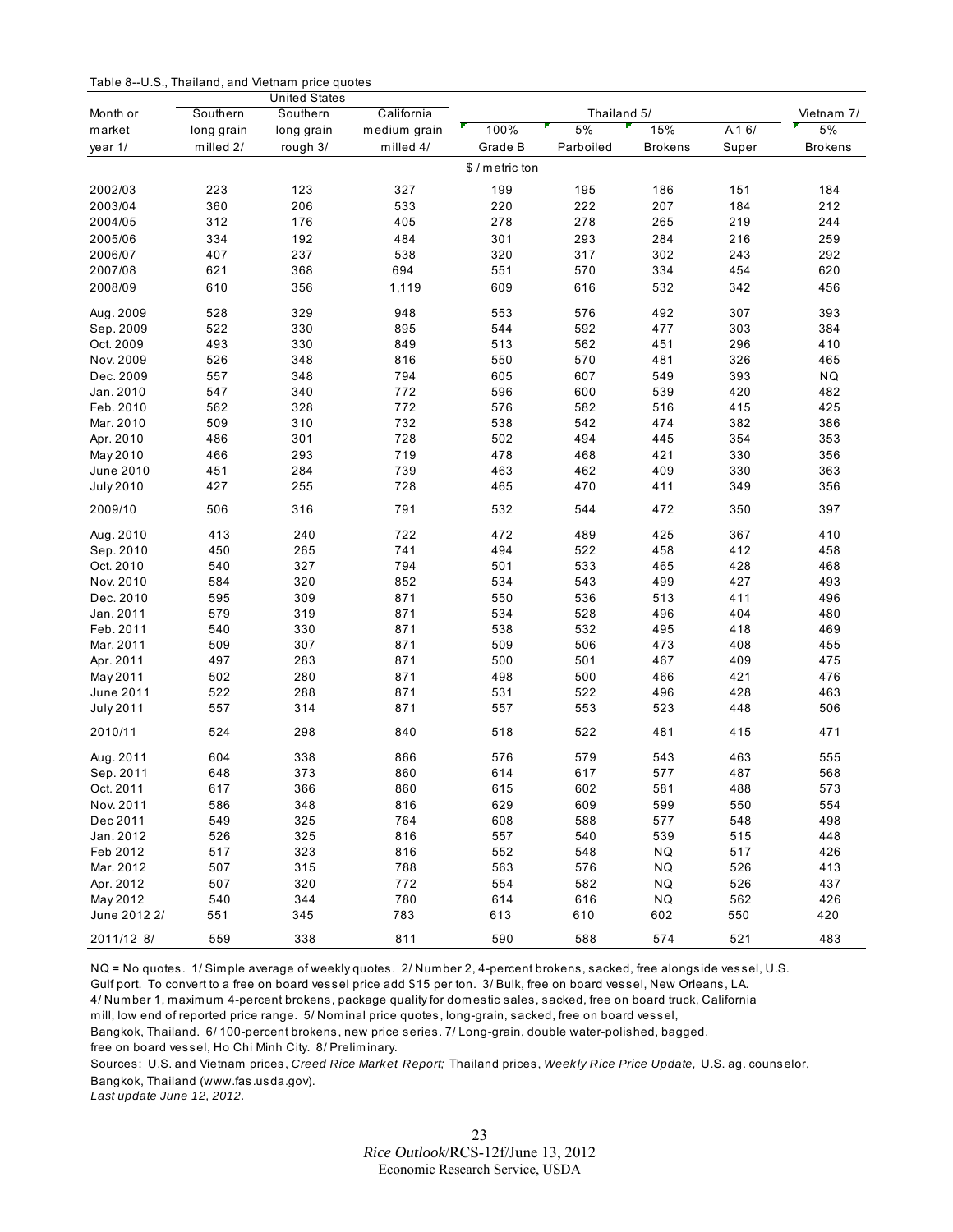Table 8--U.S., Thailand, and Vietnam price quotes

| Month or market year 1/ | United States | | | Thailand 5/ | | | | Vietnam 7/ |
|---|---|---|---|---|---|---|---|---|
| | Southern long grain milled 2/ | Southern long grain rough 3/ | California medium grain milled 4/ | 100% Grade B | 5% Parboiled | 15% Brokens | A.1 6/ Super | 5% Brokens |
| | $ / metric ton | | | | | | | |
| 2002/03 | 223 | 123 | 327 | 199 | 195 | 186 | 151 | 184 |
| 2003/04 | 360 | 206 | 533 | 220 | 222 | 207 | 184 | 212 |
| 2004/05 | 312 | 176 | 405 | 278 | 278 | 265 | 219 | 244 |
| 2005/06 | 334 | 192 | 484 | 301 | 293 | 284 | 216 | 259 |
| 2006/07 | 407 | 237 | 538 | 320 | 317 | 302 | 243 | 292 |
| 2007/08 | 621 | 368 | 694 | 551 | 570 | 334 | 454 | 620 |
| 2008/09 | 610 | 356 | 1,119 | 609 | 616 | 532 | 342 | 456 |
| Aug. 2009 | 528 | 329 | 948 | 553 | 576 | 492 | 307 | 393 |
| Sep. 2009 | 522 | 330 | 895 | 544 | 592 | 477 | 303 | 384 |
| Oct. 2009 | 493 | 330 | 849 | 513 | 562 | 451 | 296 | 410 |
| Nov. 2009 | 526 | 348 | 816 | 550 | 570 | 481 | 326 | 465 |
| Dec. 2009 | 557 | 348 | 794 | 605 | 607 | 549 | 393 | NQ |
| Jan. 2010 | 547 | 340 | 772 | 596 | 600 | 539 | 420 | 482 |
| Feb. 2010 | 562 | 328 | 772 | 576 | 582 | 516 | 415 | 425 |
| Mar. 2010 | 509 | 310 | 732 | 538 | 542 | 474 | 382 | 386 |
| Apr. 2010 | 486 | 301 | 728 | 502 | 494 | 445 | 354 | 353 |
| May 2010 | 466 | 293 | 719 | 478 | 468 | 421 | 330 | 356 |
| June 2010 | 451 | 284 | 739 | 463 | 462 | 409 | 330 | 363 |
| July 2010 | 427 | 255 | 728 | 465 | 470 | 411 | 349 | 356 |
| 2009/10 | 506 | 316 | 791 | 532 | 544 | 472 | 350 | 397 |
| Aug. 2010 | 413 | 240 | 722 | 472 | 489 | 425 | 367 | 410 |
| Sep. 2010 | 450 | 265 | 741 | 494 | 522 | 458 | 412 | 458 |
| Oct. 2010 | 540 | 327 | 794 | 501 | 533 | 465 | 428 | 468 |
| Nov. 2010 | 584 | 320 | 852 | 534 | 543 | 499 | 427 | 493 |
| Dec. 2010 | 595 | 309 | 871 | 550 | 536 | 513 | 411 | 496 |
| Jan. 2011 | 579 | 319 | 871 | 534 | 528 | 496 | 404 | 480 |
| Feb. 2011 | 540 | 330 | 871 | 538 | 532 | 495 | 418 | 469 |
| Mar. 2011 | 509 | 307 | 871 | 509 | 506 | 473 | 408 | 455 |
| Apr. 2011 | 497 | 283 | 871 | 500 | 501 | 467 | 409 | 475 |
| May 2011 | 502 | 280 | 871 | 498 | 500 | 466 | 421 | 476 |
| June 2011 | 522 | 288 | 871 | 531 | 522 | 496 | 428 | 463 |
| July 2011 | 557 | 314 | 871 | 557 | 553 | 523 | 448 | 506 |
| 2010/11 | 524 | 298 | 840 | 518 | 522 | 481 | 415 | 471 |
| Aug. 2011 | 604 | 338 | 866 | 576 | 579 | 543 | 463 | 555 |
| Sep. 2011 | 648 | 373 | 860 | 614 | 617 | 577 | 487 | 568 |
| Oct. 2011 | 617 | 366 | 860 | 615 | 602 | 581 | 488 | 573 |
| Nov. 2011 | 586 | 348 | 816 | 629 | 609 | 599 | 550 | 554 |
| Dec 2011 | 549 | 325 | 764 | 608 | 588 | 577 | 548 | 498 |
| Jan. 2012 | 526 | 325 | 816 | 557 | 540 | 539 | 515 | 448 |
| Feb 2012 | 517 | 323 | 816 | 552 | 548 | NQ | 517 | 426 |
| Mar. 2012 | 507 | 315 | 788 | 563 | 576 | NQ | 526 | 413 |
| Apr. 2012 | 507 | 320 | 772 | 554 | 582 | NQ | 526 | 437 |
| May 2012 | 540 | 344 | 780 | 614 | 616 | NQ | 562 | 426 |
| June 2012 2/ | 551 | 345 | 783 | 613 | 610 | 602 | 550 | 420 |
| 2011/12 8/ | 559 | 338 | 811 | 590 | 588 | 574 | 521 | 483 |

NQ = No quotes. 1/ Simple average of weekly quotes. 2/ Number 2, 4-percent brokens, sacked, free alongside vessel, U.S. Gulf port. To convert to a free on board vessel price add $15 per ton. 3/ Bulk, free on board vessel, New Orleans, LA. 4/ Number 1, maximum 4-percent brokens, package quality for domestic sales, sacked, free on board truck, California mill, low end of reported price range. 5/ Nominal price quotes, long-grain, sacked, free on board vessel, Bangkok, Thailand. 6/ 100-percent brokens, new price series. 7/ Long-grain, double water-polished, bagged, free on board vessel, Ho Chi Minh City. 8/ Preliminary.

Sources: U.S. and Vietnam prices, *Creed Rice Market Report;* Thailand prices, *Weekly Rice Price Update,* U.S. ag. counselor, Bangkok, Thailand (www.fas.usda.gov).

*Last update June 12, 2012.*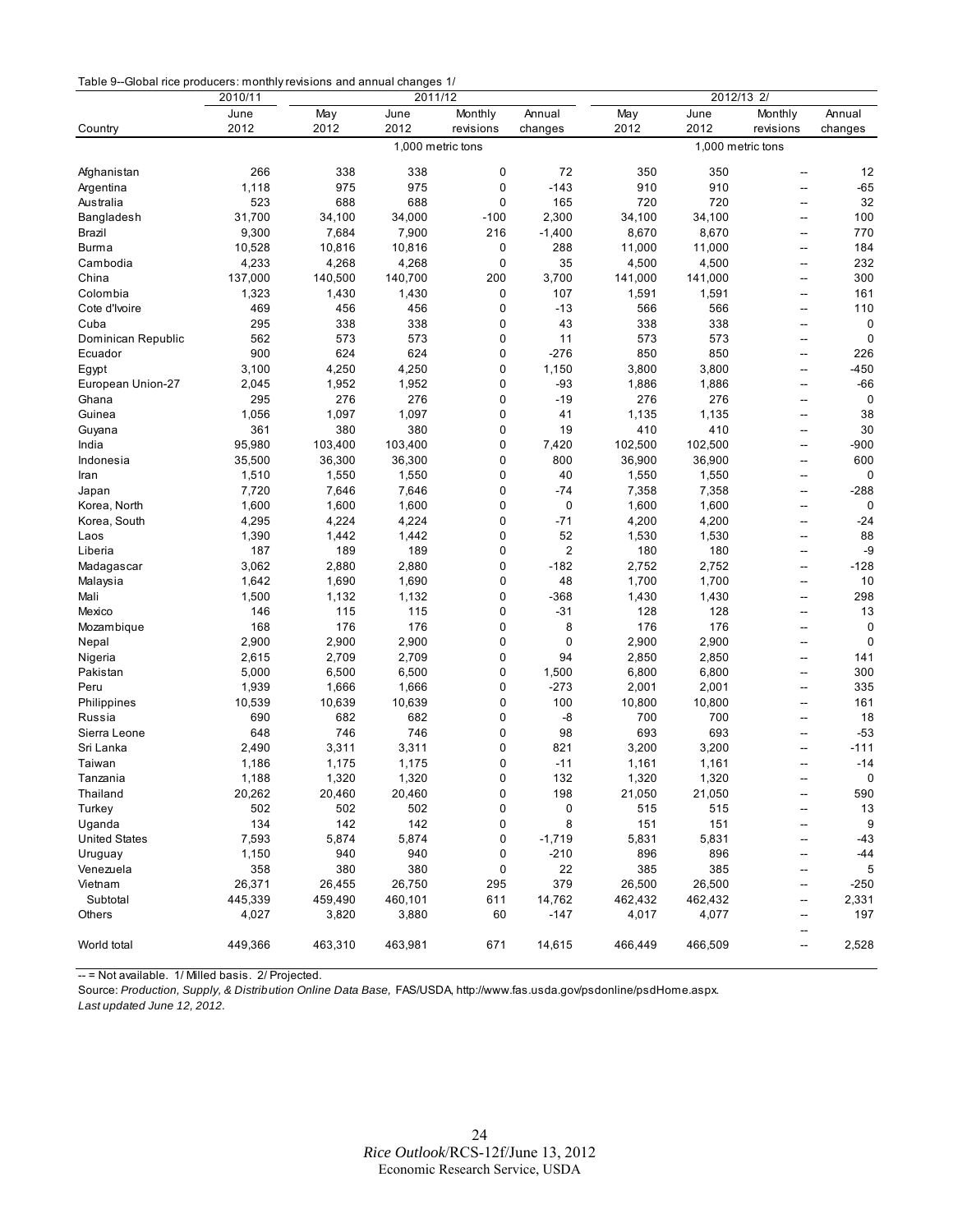Table 9--Global rice producers: monthly revisions and annual changes 1/

| Country | 2010/11 | 2011/12 | | | | 2012/13 2/ | | | |
|---|---|---|---|---|---|---|---|---|---|
| | June 2012 | May 2012 | June 2012 | Monthly revisions | Annual changes | May 2012 | June 2012 | Monthly revisions | Annual changes |
| | | 1,000 metric tons | | | | 1,000 metric tons | | | |
| Afghanistan | 266 | 338 | 338 | 0 | 72 | 350 | 350 | -- | 12 |
| Argentina | 1,118 | 975 | 975 | 0 | -143 | 910 | 910 | -- | -65 |
| Australia | 523 | 688 | 688 | 0 | 165 | 720 | 720 | -- | 32 |
| Bangladesh | 31,700 | 34,100 | 34,000 | -100 | 2,300 | 34,100 | 34,100 | -- | 100 |
| Brazil | 9,300 | 7,684 | 7,900 | 216 | -1,400 | 8,670 | 8,670 | -- | 770 |
| Burma | 10,528 | 10,816 | 10,816 | 0 | 288 | 11,000 | 11,000 | -- | 184 |
| Cambodia | 4,233 | 4,268 | 4,268 | 0 | 35 | 4,500 | 4,500 | -- | 232 |
| China | 137,000 | 140,500 | 140,700 | 200 | 3,700 | 141,000 | 141,000 | -- | 300 |
| Colombia | 1,323 | 1,430 | 1,430 | 0 | 107 | 1,591 | 1,591 | -- | 161 |
| Cote d'Ivoire | 469 | 456 | 456 | 0 | -13 | 566 | 566 | -- | 110 |
| Cuba | 295 | 338 | 338 | 0 | 43 | 338 | 338 | -- | 0 |
| Dominican Republic | 562 | 573 | 573 | 0 | 11 | 573 | 573 | -- | 0 |
| Ecuador | 900 | 624 | 624 | 0 | -276 | 850 | 850 | -- | 226 |
| Egypt | 3,100 | 4,250 | 4,250 | 0 | 1,150 | 3,800 | 3,800 | -- | -450 |
| European Union-27 | 2,045 | 1,952 | 1,952 | 0 | -93 | 1,886 | 1,886 | -- | -66 |
| Ghana | 295 | 276 | 276 | 0 | -19 | 276 | 276 | -- | 0 |
| Guinea | 1,056 | 1,097 | 1,097 | 0 | 41 | 1,135 | 1,135 | -- | 38 |
| Guyana | 361 | 380 | 380 | 0 | 19 | 410 | 410 | -- | 30 |
| India | 95,980 | 103,400 | 103,400 | 0 | 7,420 | 102,500 | 102,500 | -- | -900 |
| Indonesia | 35,500 | 36,300 | 36,300 | 0 | 800 | 36,900 | 36,900 | -- | 600 |
| Iran | 1,510 | 1,550 | 1,550 | 0 | 40 | 1,550 | 1,550 | -- | 0 |
| Japan | 7,720 | 7,646 | 7,646 | 0 | -74 | 7,358 | 7,358 | -- | -288 |
| Korea, North | 1,600 | 1,600 | 1,600 | 0 | 0 | 1,600 | 1,600 | -- | 0 |
| Korea, South | 4,295 | 4,224 | 4,224 | 0 | -71 | 4,200 | 4,200 | -- | -24 |
| Laos | 1,390 | 1,442 | 1,442 | 0 | 52 | 1,530 | 1,530 | -- | 88 |
| Liberia | 187 | 189 | 189 | 0 | 2 | 180 | 180 | -- | -9 |
| Madagascar | 3,062 | 2,880 | 2,880 | 0 | -182 | 2,752 | 2,752 | -- | -128 |
| Malaysia | 1,642 | 1,690 | 1,690 | 0 | 48 | 1,700 | 1,700 | -- | 10 |
| Mali | 1,500 | 1,132 | 1,132 | 0 | -368 | 1,430 | 1,430 | -- | 298 |
| Mexico | 146 | 115 | 115 | 0 | -31 | 128 | 128 | -- | 13 |
| Mozambique | 168 | 176 | 176 | 0 | 8 | 176 | 176 | -- | 0 |
| Nepal | 2,900 | 2,900 | 2,900 | 0 | 0 | 2,900 | 2,900 | -- | 0 |
| Nigeria | 2,615 | 2,709 | 2,709 | 0 | 94 | 2,850 | 2,850 | -- | 141 |
| Pakistan | 5,000 | 6,500 | 6,500 | 0 | 1,500 | 6,800 | 6,800 | -- | 300 |
| Peru | 1,939 | 1,666 | 1,666 | 0 | -273 | 2,001 | 2,001 | -- | 335 |
| Philippines | 10,539 | 10,639 | 10,639 | 0 | 100 | 10,800 | 10,800 | -- | 161 |
| Russia | 690 | 682 | 682 | 0 | -8 | 700 | 700 | -- | 18 |
| Sierra Leone | 648 | 746 | 746 | 0 | 98 | 693 | 693 | -- | -53 |
| Sri Lanka | 2,490 | 3,311 | 3,311 | 0 | 821 | 3,200 | 3,200 | -- | -111 |
| Taiwan | 1,186 | 1,175 | 1,175 | 0 | -11 | 1,161 | 1,161 | -- | -14 |
| Tanzania | 1,188 | 1,320 | 1,320 | 0 | 132 | 1,320 | 1,320 | -- | 0 |
| Thailand | 20,262 | 20,460 | 20,460 | 0 | 198 | 21,050 | 21,050 | -- | 590 |
| Turkey | 502 | 502 | 502 | 0 | 0 | 515 | 515 | -- | 13 |
| Uganda | 134 | 142 | 142 | 0 | 8 | 151 | 151 | -- | 9 |
| United States | 7,593 | 5,874 | 5,874 | 0 | -1,719 | 5,831 | 5,831 | -- | -43 |
| Uruguay | 1,150 | 940 | 940 | 0 | -210 | 896 | 896 | -- | -44 |
| Venezuela | 358 | 380 | 380 | 0 | 22 | 385 | 385 | -- | 5 |
| Vietnam | 26,371 | 26,455 | 26,750 | 295 | 379 | 26,500 | 26,500 | -- | -250 |
| Subtotal | 445,339 | 459,490 | 460,101 | 611 | 14,762 | 462,432 | 462,432 | -- | 2,331 |
| Others | 4,027 | 3,820 | 3,880 | 60 | -147 | 4,017 | 4,077 | -- | 197 |
| World total | 449,366 | 463,310 | 463,981 | 671 | 14,615 | 466,449 | 466,509 | -- | 2,528 |

-- = Not available. 1/ Milled basis. 2/ Projected.

Source: *Production, Supply, & Distribution Online Data Base,* FAS/USDA, http://www.fas.usda.gov/psdonline/psdHome.aspx.

*Last updated June 12, 2012.*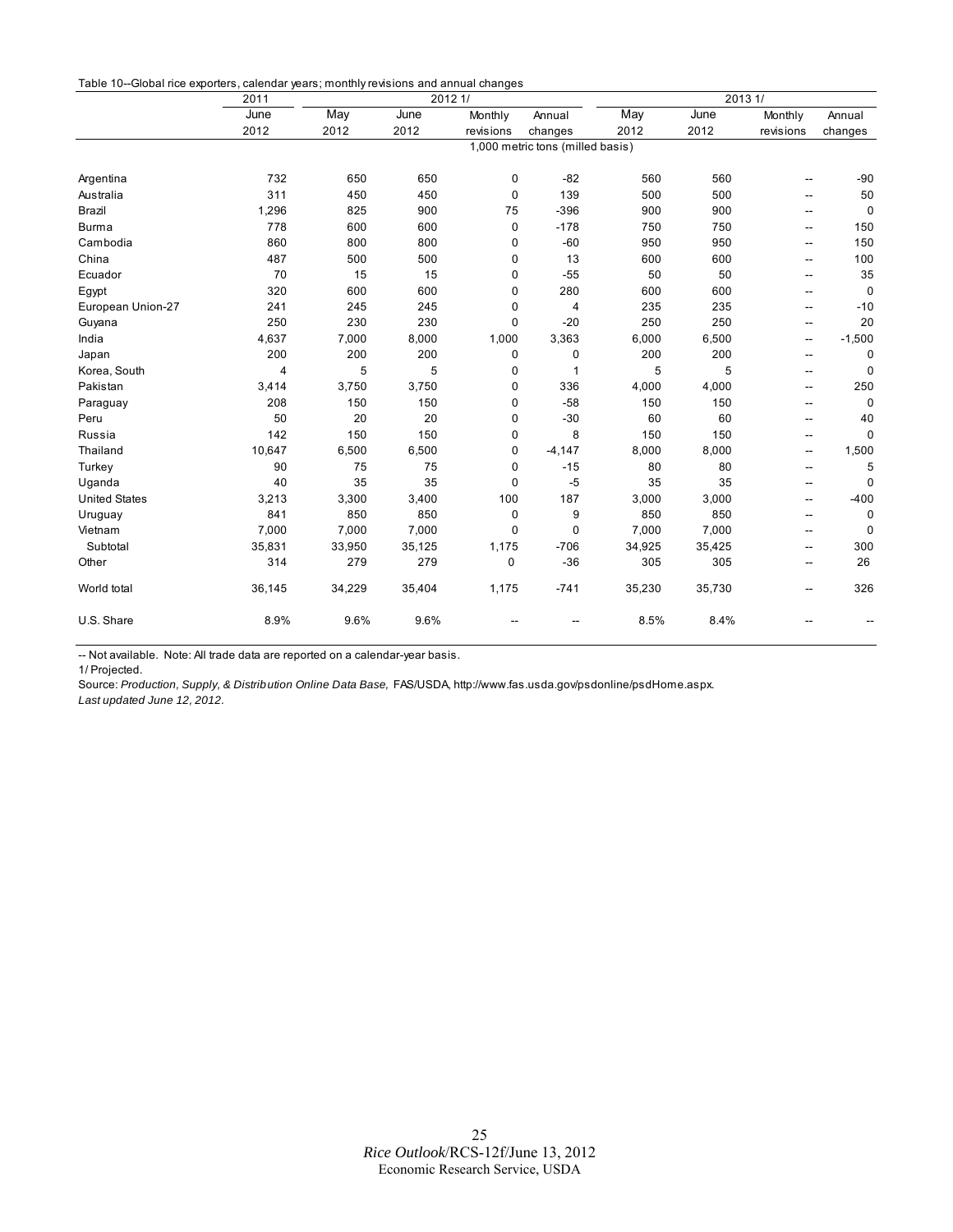Table 10--Global rice exporters, calendar years; monthly revisions and annual changes

| | 2011 | 2012 1/ | | | | 2013 1/ | | | |
|---|---|---|---|---|---|---|---|---|---|
| | June 2012 | May 2012 | June 2012 | Monthly revisions | Annual changes | May 2012 | June 2012 | Monthly revisions | Annual changes |
| | 1,000 metric tons (milled basis) | | | | | | | | |
| Argentina | 732 | 650 | 650 | 0 | -82 | 560 | 560 | -- | -90 |
| Australia | 311 | 450 | 450 | 0 | 139 | 500 | 500 | -- | 50 |
| Brazil | 1,296 | 825 | 900 | 75 | -396 | 900 | 900 | -- | 0 |
| Burma | 778 | 600 | 600 | 0 | -178 | 750 | 750 | -- | 150 |
| Cambodia | 860 | 800 | 800 | 0 | -60 | 950 | 950 | -- | 150 |
| China | 487 | 500 | 500 | 0 | 13 | 600 | 600 | -- | 100 |
| Ecuador | 70 | 15 | 15 | 0 | -55 | 50 | 50 | -- | 35 |
| Egypt | 320 | 600 | 600 | 0 | 280 | 600 | 600 | -- | 0 |
| European Union-27 | 241 | 245 | 245 | 0 | 4 | 235 | 235 | -- | -10 |
| Guyana | 250 | 230 | 230 | 0 | -20 | 250 | 250 | -- | 20 |
| India | 4,637 | 7,000 | 8,000 | 1,000 | 3,363 | 6,000 | 6,500 | -- | -1,500 |
| Japan | 200 | 200 | 200 | 0 | 0 | 200 | 200 | -- | 0 |
| Korea, South | 4 | 5 | 5 | 0 | 1 | 5 | 5 | -- | 0 |
| Pakistan | 3,414 | 3,750 | 3,750 | 0 | 336 | 4,000 | 4,000 | -- | 250 |
| Paraguay | 208 | 150 | 150 | 0 | -58 | 150 | 150 | -- | 0 |
| Peru | 50 | 20 | 20 | 0 | -30 | 60 | 60 | -- | 40 |
| Russia | 142 | 150 | 150 | 0 | 8 | 150 | 150 | -- | 0 |
| Thailand | 10,647 | 6,500 | 6,500 | 0 | -4,147 | 8,000 | 8,000 | -- | 1,500 |
| Turkey | 90 | 75 | 75 | 0 | -15 | 80 | 80 | -- | 5 |
| Uganda | 40 | 35 | 35 | 0 | -5 | 35 | 35 | -- | 0 |
| United States | 3,213 | 3,300 | 3,400 | 100 | 187 | 3,000 | 3,000 | -- | -400 |
| Uruguay | 841 | 850 | 850 | 0 | 9 | 850 | 850 | -- | 0 |
| Vietnam | 7,000 | 7,000 | 7,000 | 0 | 0 | 7,000 | 7,000 | -- | 0 |
| Subtotal | 35,831 | 33,950 | 35,125 | 1,175 | -706 | 34,925 | 35,425 | -- | 300 |
| Other | 314 | 279 | 279 | 0 | -36 | 305 | 305 | -- | 26 |
| World total | 36,145 | 34,229 | 35,404 | 1,175 | -741 | 35,230 | 35,730 | -- | 326 |
| U.S. Share | 8.9% | 9.6% | 9.6% | -- | -- | 8.5% | 8.4% | -- | -- |

-- Not available. Note: All trade data are reported on a calendar-year basis.

1/ Projected.

Source: *Production, Supply, & Distribution Online Data Base,* FAS/USDA, http://www.fas.usda.gov/psdonline/psdHome.aspx.

*Last updated June 12, 2012.*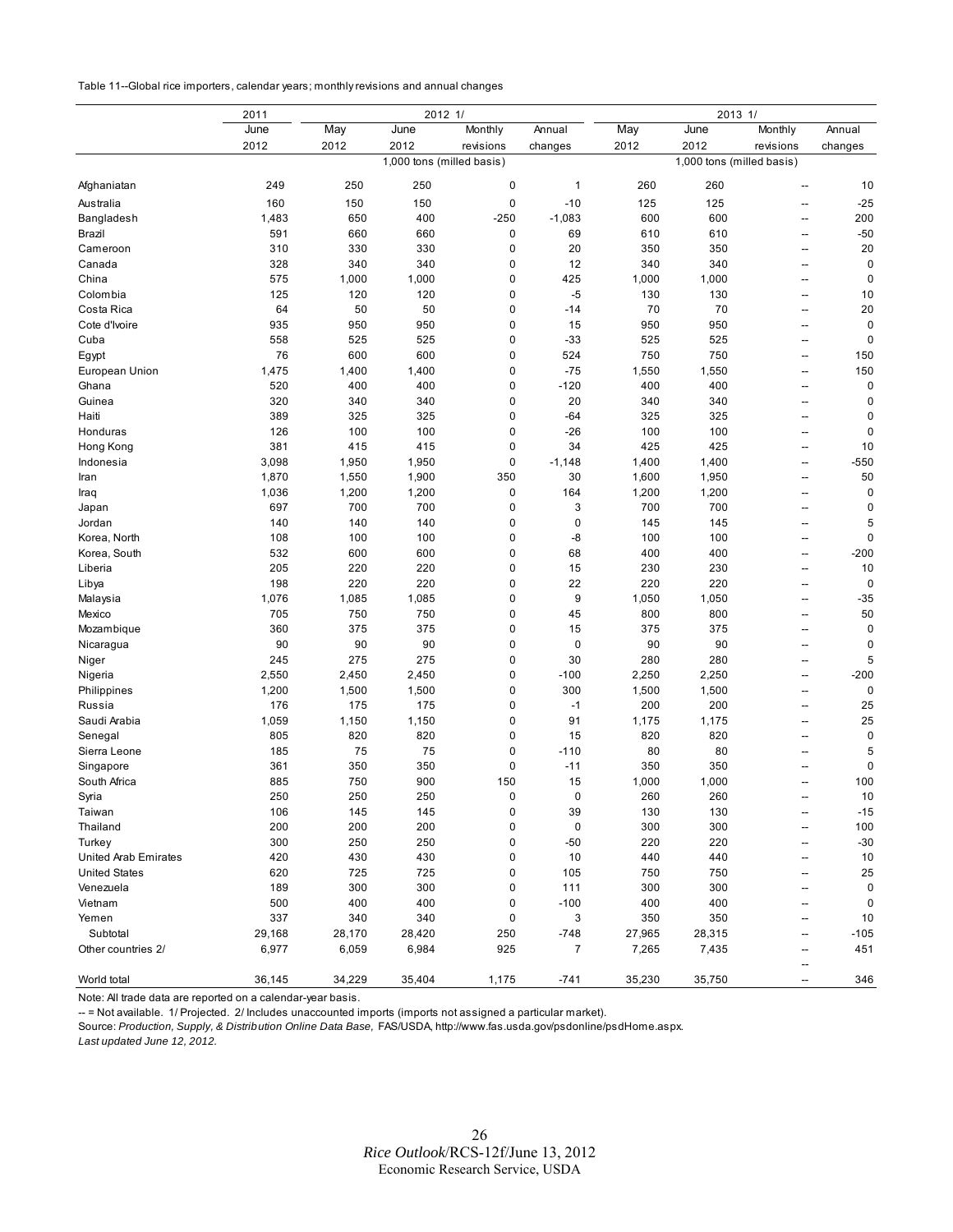Table 11--Global rice importers, calendar years; monthly revisions and annual changes

| | 2011 | 2012 1/ | | | | 2013 1/ | | | |
|---|---|---|---|---|---|---|---|---|---|
| | June 2012 | May 2012 | June 2012 | Monthly revisions | Annual changes | May 2012 | June 2012 | Monthly revisions | Annual changes |
| | | 1,000 tons (milled basis) | | | | 1,000 tons (milled basis) | | | |
| Afghaniatan | 249 | 250 | 250 | 0 | 1 | 260 | 260 | -- | 10 |
| Australia | 160 | 150 | 150 | 0 | -10 | 125 | 125 | -- | -25 |
| Bangladesh | 1,483 | 650 | 400 | -250 | -1,083 | 600 | 600 | -- | 200 |
| Brazil | 591 | 660 | 660 | 0 | 69 | 610 | 610 | -- | -50 |
| Cameroon | 310 | 330 | 330 | 0 | 20 | 350 | 350 | -- | 20 |
| Canada | 328 | 340 | 340 | 0 | 12 | 340 | 340 | -- | 0 |
| China | 575 | 1,000 | 1,000 | 0 | 425 | 1,000 | 1,000 | -- | 0 |
| Colombia | 125 | 120 | 120 | 0 | -5 | 130 | 130 | -- | 10 |
| Costa Rica | 64 | 50 | 50 | 0 | -14 | 70 | 70 | -- | 20 |
| Cote d'Ivoire | 935 | 950 | 950 | 0 | 15 | 950 | 950 | -- | 0 |
| Cuba | 558 | 525 | 525 | 0 | -33 | 525 | 525 | -- | 0 |
| Egypt | 76 | 600 | 600 | 0 | 524 | 750 | 750 | -- | 150 |
| European Union | 1,475 | 1,400 | 1,400 | 0 | -75 | 1,550 | 1,550 | -- | 150 |
| Ghana | 520 | 400 | 400 | 0 | -120 | 400 | 400 | -- | 0 |
| Guinea | 320 | 340 | 340 | 0 | 20 | 340 | 340 | -- | 0 |
| Haiti | 389 | 325 | 325 | 0 | -64 | 325 | 325 | -- | 0 |
| Honduras | 126 | 100 | 100 | 0 | -26 | 100 | 100 | -- | 0 |
| Hong Kong | 381 | 415 | 415 | 0 | 34 | 425 | 425 | -- | 10 |
| Indonesia | 3,098 | 1,950 | 1,950 | 0 | -1,148 | 1,400 | 1,400 | -- | -550 |
| Iran | 1,870 | 1,550 | 1,900 | 350 | 30 | 1,600 | 1,950 | -- | 50 |
| Iraq | 1,036 | 1,200 | 1,200 | 0 | 164 | 1,200 | 1,200 | -- | 0 |
| Japan | 697 | 700 | 700 | 0 | 3 | 700 | 700 | -- | 0 |
| Jordan | 140 | 140 | 140 | 0 | 0 | 145 | 145 | -- | 5 |
| Korea, North | 108 | 100 | 100 | 0 | -8 | 100 | 100 | -- | 0 |
| Korea, South | 532 | 600 | 600 | 0 | 68 | 400 | 400 | -- | -200 |
| Liberia | 205 | 220 | 220 | 0 | 15 | 230 | 230 | -- | 10 |
| Libya | 198 | 220 | 220 | 0 | 22 | 220 | 220 | -- | 0 |
| Malaysia | 1,076 | 1,085 | 1,085 | 0 | 9 | 1,050 | 1,050 | -- | -35 |
| Mexico | 705 | 750 | 750 | 0 | 45 | 800 | 800 | -- | 50 |
| Mozambique | 360 | 375 | 375 | 0 | 15 | 375 | 375 | -- | 0 |
| Nicaragua | 90 | 90 | 90 | 0 | 0 | 90 | 90 | -- | 0 |
| Niger | 245 | 275 | 275 | 0 | 30 | 280 | 280 | -- | 5 |
| Nigeria | 2,550 | 2,450 | 2,450 | 0 | -100 | 2,250 | 2,250 | -- | -200 |
| Philippines | 1,200 | 1,500 | 1,500 | 0 | 300 | 1,500 | 1,500 | -- | 0 |
| Russia | 176 | 175 | 175 | 0 | -1 | 200 | 200 | -- | 25 |
| Saudi Arabia | 1,059 | 1,150 | 1,150 | 0 | 91 | 1,175 | 1,175 | -- | 25 |
| Senegal | 805 | 820 | 820 | 0 | 15 | 820 | 820 | -- | 0 |
| Sierra Leone | 185 | 75 | 75 | 0 | -110 | 80 | 80 | -- | 5 |
| Singapore | 361 | 350 | 350 | 0 | -11 | 350 | 350 | -- | 0 |
| South Africa | 885 | 750 | 900 | 150 | 15 | 1,000 | 1,000 | -- | 100 |
| Syria | 250 | 250 | 250 | 0 | 0 | 260 | 260 | -- | 10 |
| Taiwan | 106 | 145 | 145 | 0 | 39 | 130 | 130 | -- | -15 |
| Thailand | 200 | 200 | 200 | 0 | 0 | 300 | 300 | -- | 100 |
| Turkey | 300 | 250 | 250 | 0 | -50 | 220 | 220 | -- | -30 |
| United Arab Emirates | 420 | 430 | 430 | 0 | 10 | 440 | 440 | -- | 10 |
| United States | 620 | 725 | 725 | 0 | 105 | 750 | 750 | -- | 25 |
| Venezuela | 189 | 300 | 300 | 0 | 111 | 300 | 300 | -- | 0 |
| Vietnam | 500 | 400 | 400 | 0 | -100 | 400 | 400 | -- | 0 |
| Yemen | 337 | 340 | 340 | 0 | 3 | 350 | 350 | -- | 10 |
| Subtotal | 29,168 | 28,170 | 28,420 | 250 | -748 | 27,965 | 28,315 | -- | -105 |
| Other countries 2/ | 6,977 | 6,059 | 6,984 | 925 | 7 | 7,265 | 7,435 | -- | 451 |
| World total | 36,145 | 34,229 | 35,404 | 1,175 | -741 | 35,230 | 35,750 | -- | 346 |

Note: All trade data are reported on a calendar-year basis.

-- = Not available. 1/ Projected. 2/ Includes unaccounted imports (imports not assigned a particular market).

Source: *Production, Supply, & Distribution Online Data Base,* FAS/USDA, http://www.fas.usda.gov/psdonline/psdHome.aspx.

*Last updated June 12, 2012.*